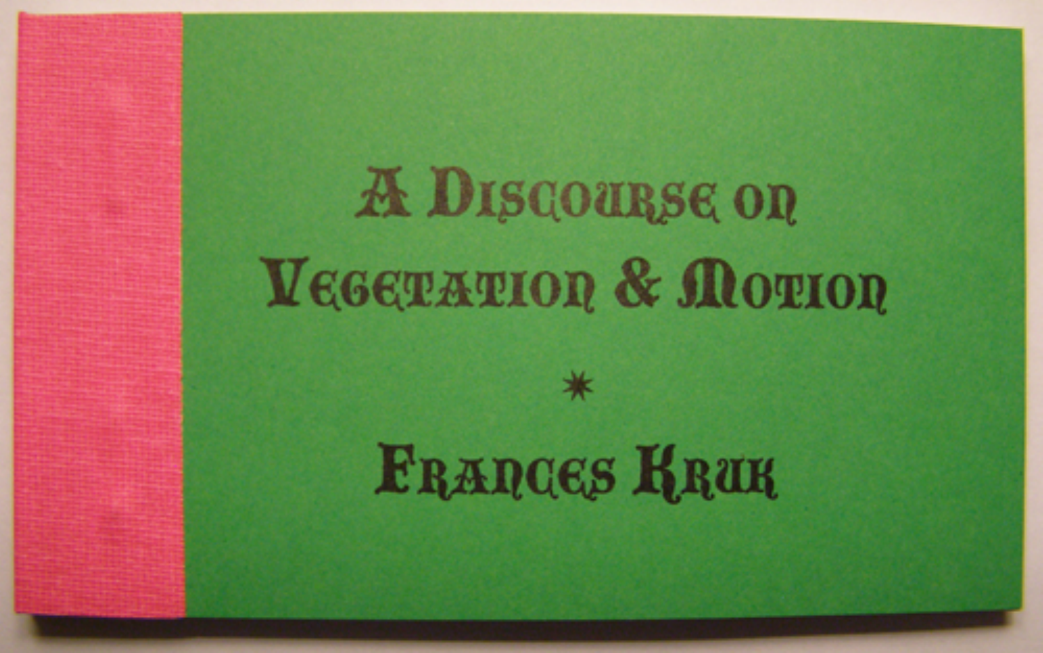# A Discourse on Vegetation & Motion

*

**Frances Kruk**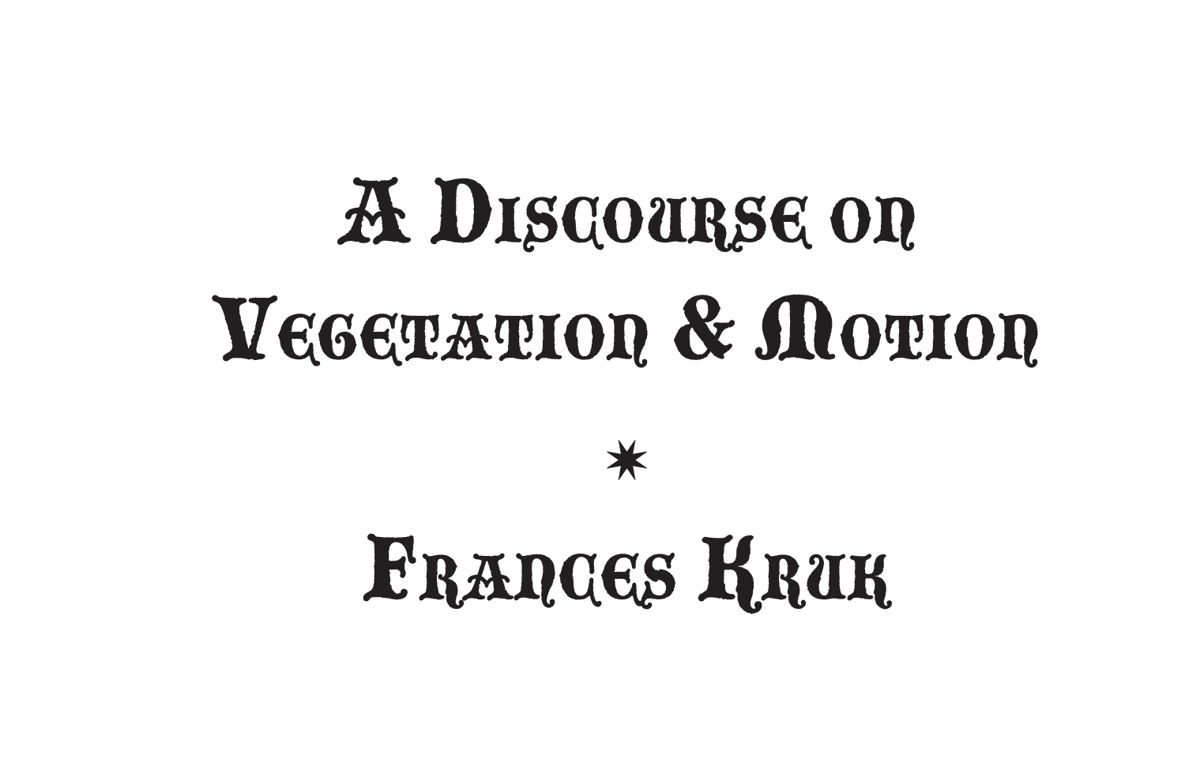# A Discourse on Vegetation & Motion

*

## Frances Kruk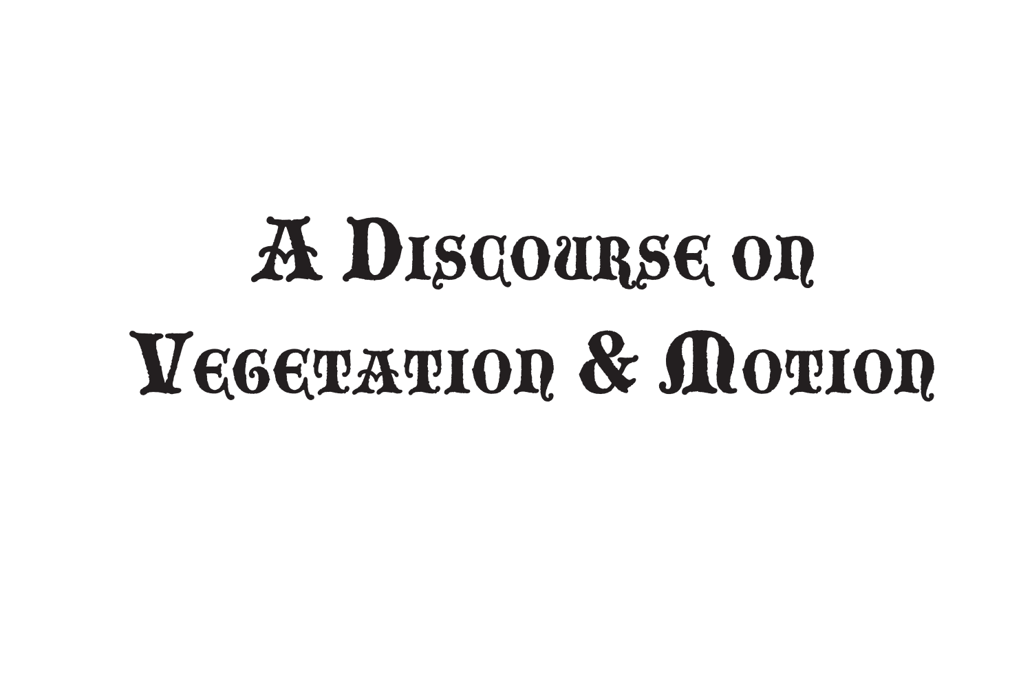# A Discourse on Vegetation & Motion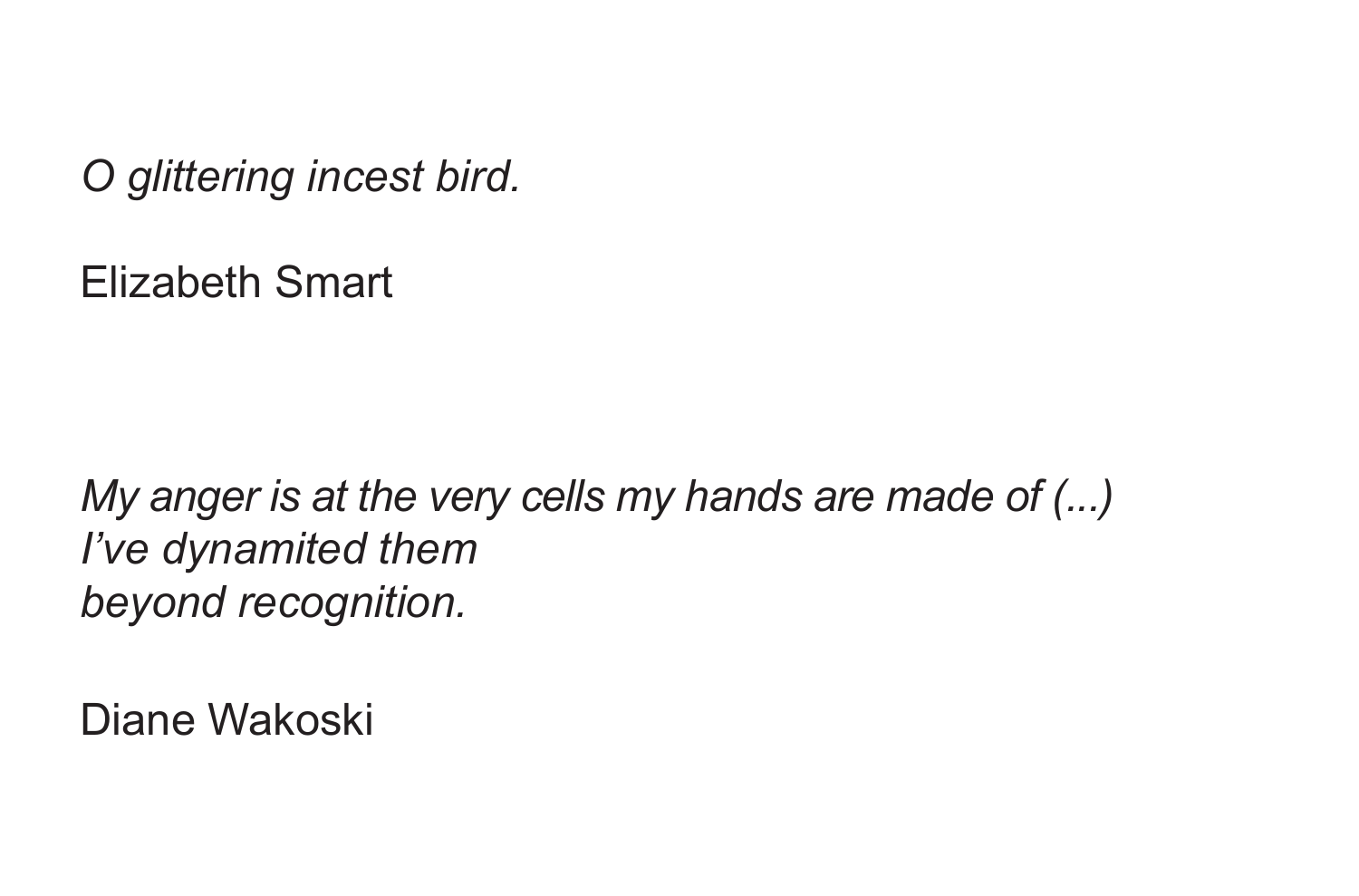*O glittering incest bird.*

Elizabeth Smart

*My anger is at the very cells my hands are made of (...)*
*I've dynamited them*
*beyond recognition.*

Diane Wakoski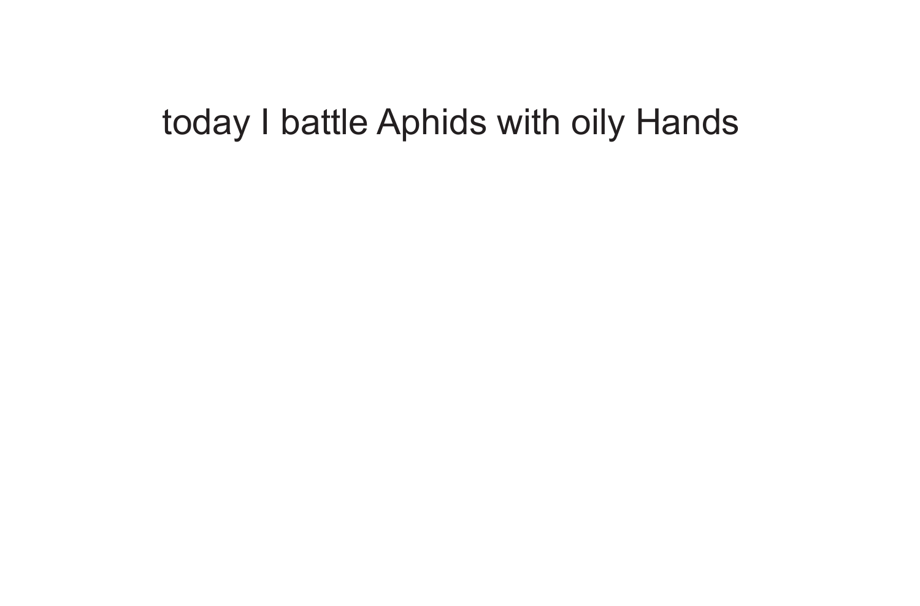today I battle Aphids with oily Hands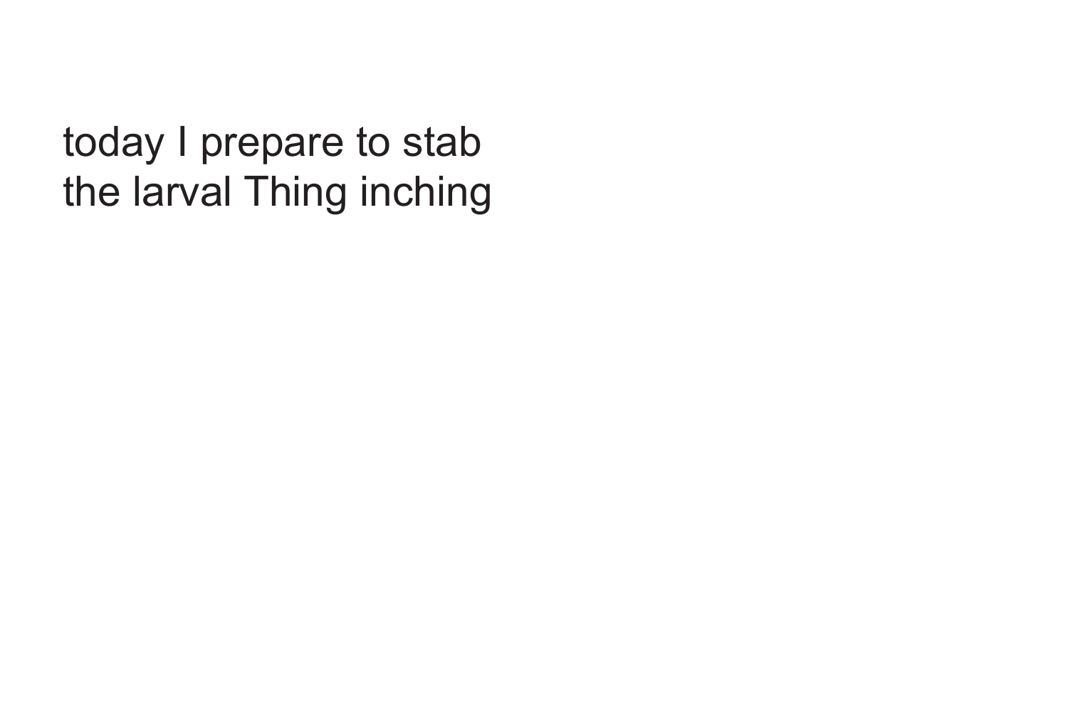today I prepare to stab
the larval Thing inching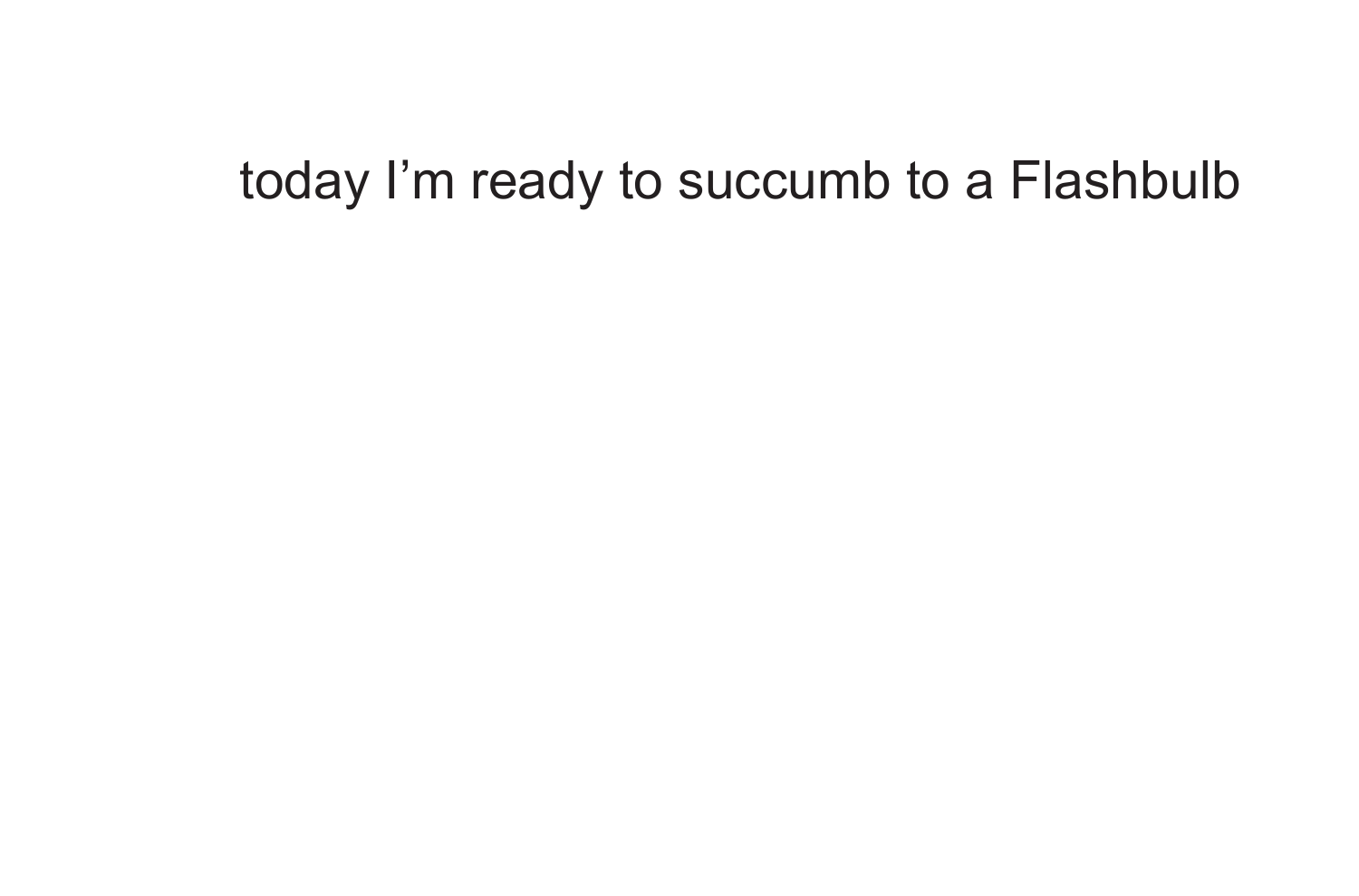today I’m ready to succumb to a Flashbulb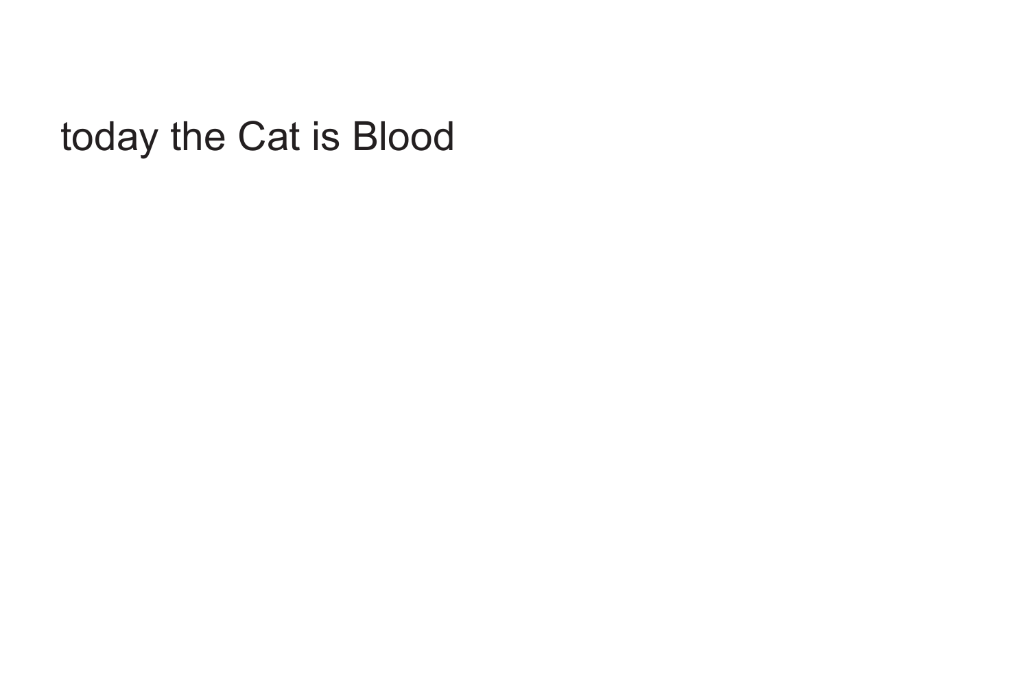today the Cat is Blood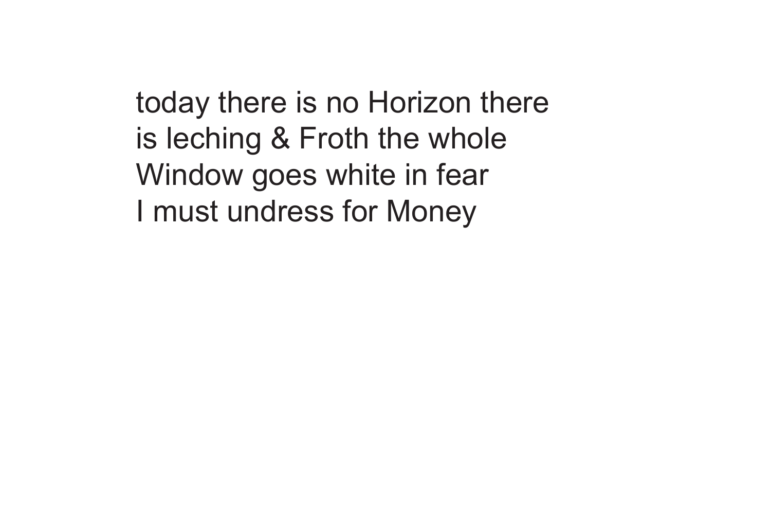today there is no Horizon there
is leching & Froth the whole
Window goes white in fear
I must undress for Money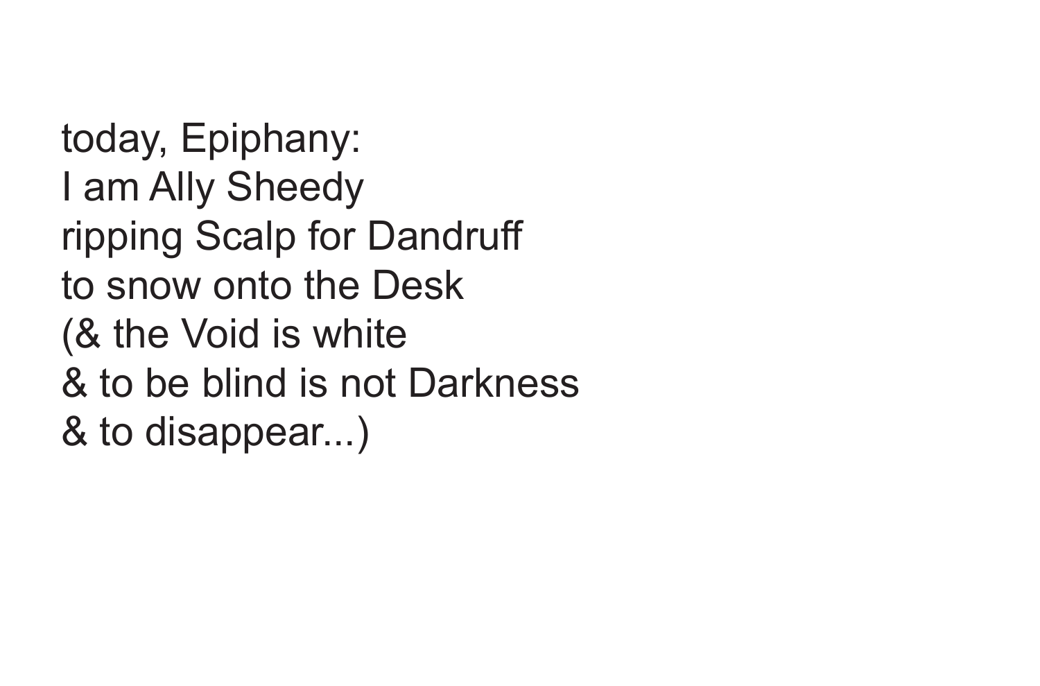today, Epiphany:  
I am Ally Sheedy  
ripping Scalp for Dandruff  
to snow onto the Desk  
(& the Void is white  
& to be blind is not Darkness  
& to disappear...)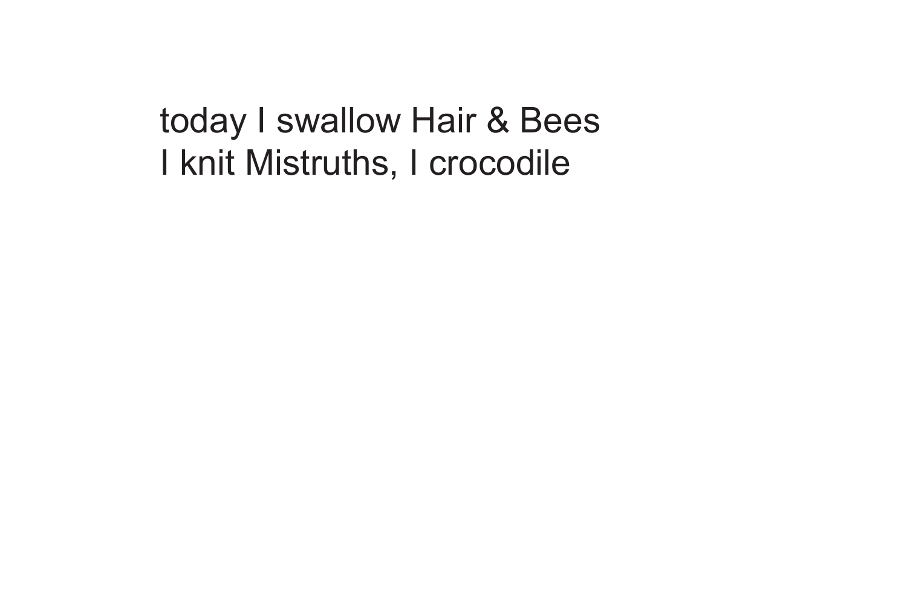today I swallow Hair & Bees
I knit Mistruths, I crocodile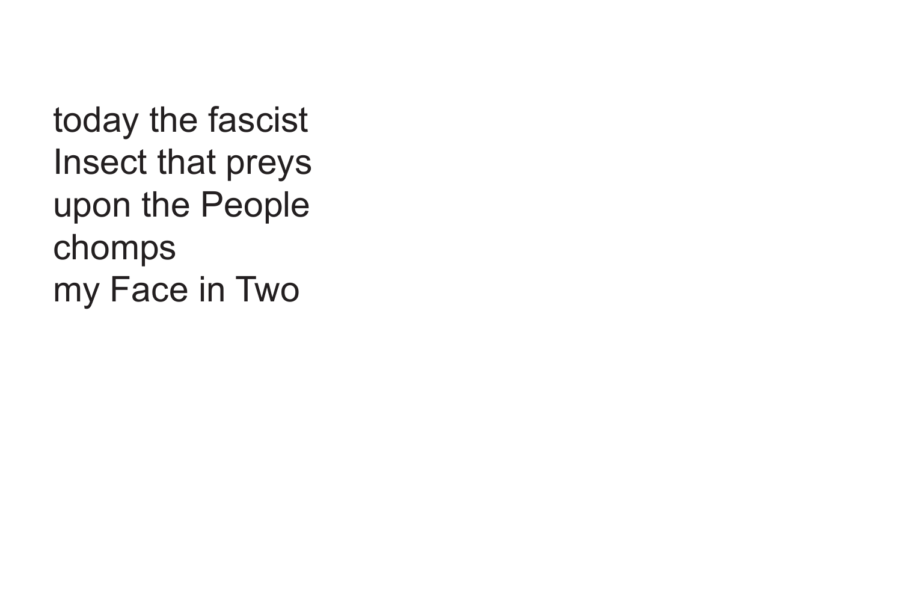today the fascist  
Insect that preys  
upon the People  
chomps  
my Face in Two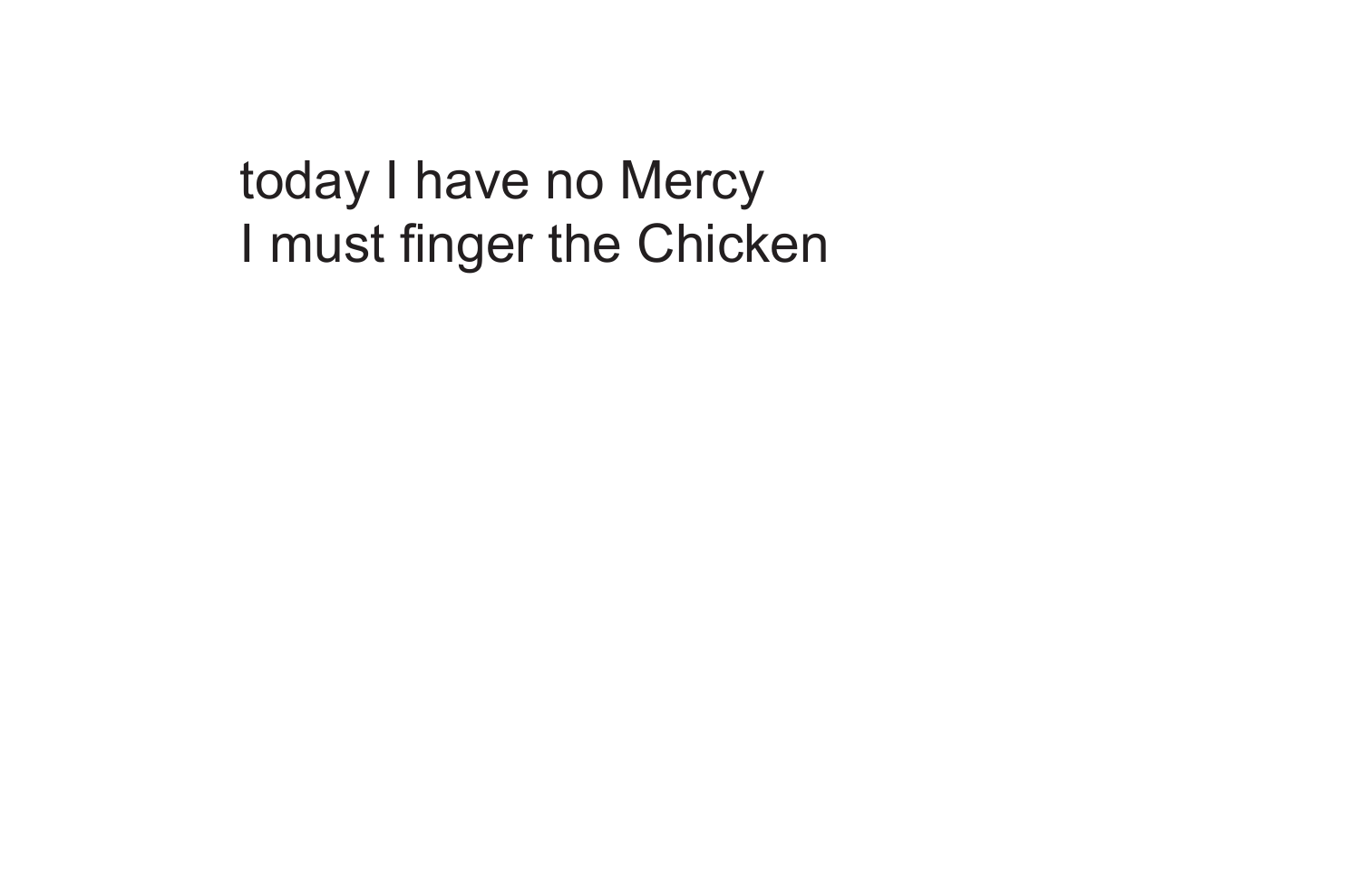today I have no Mercy
I must finger the Chicken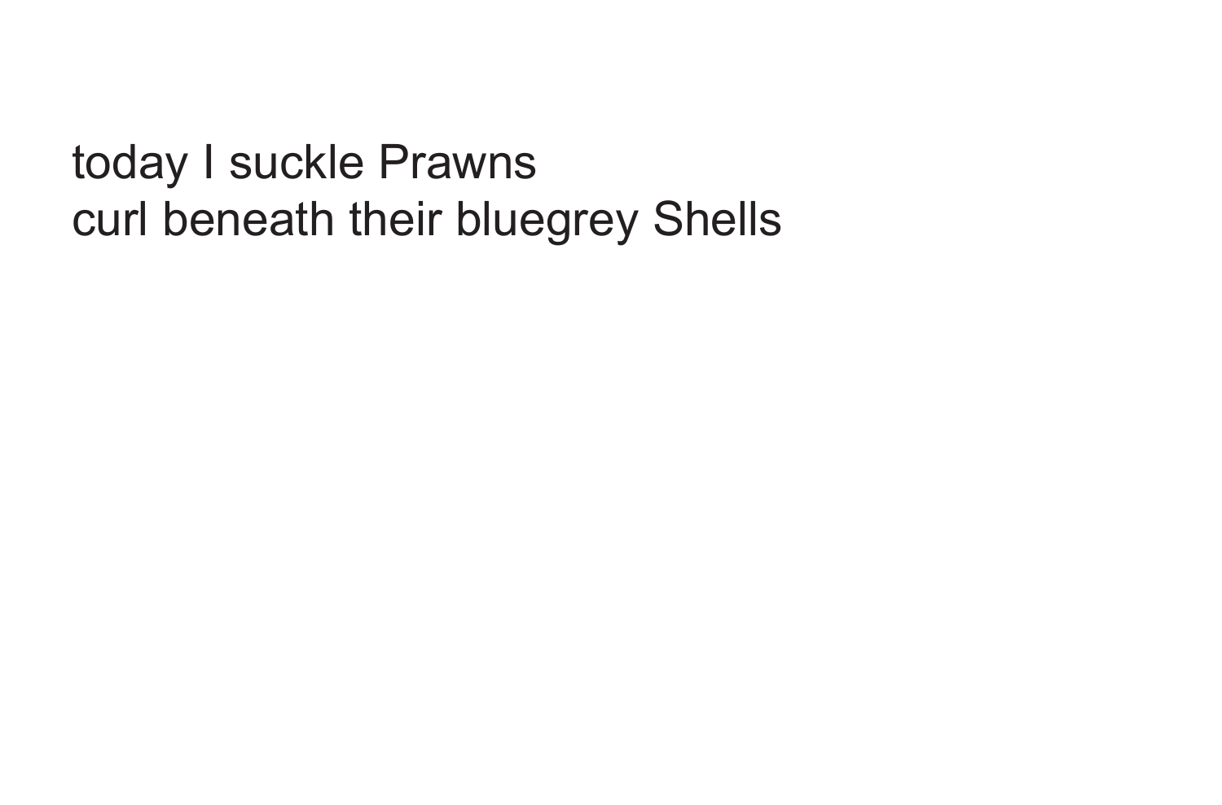today I suckle Prawns
curl beneath their bluegrey Shells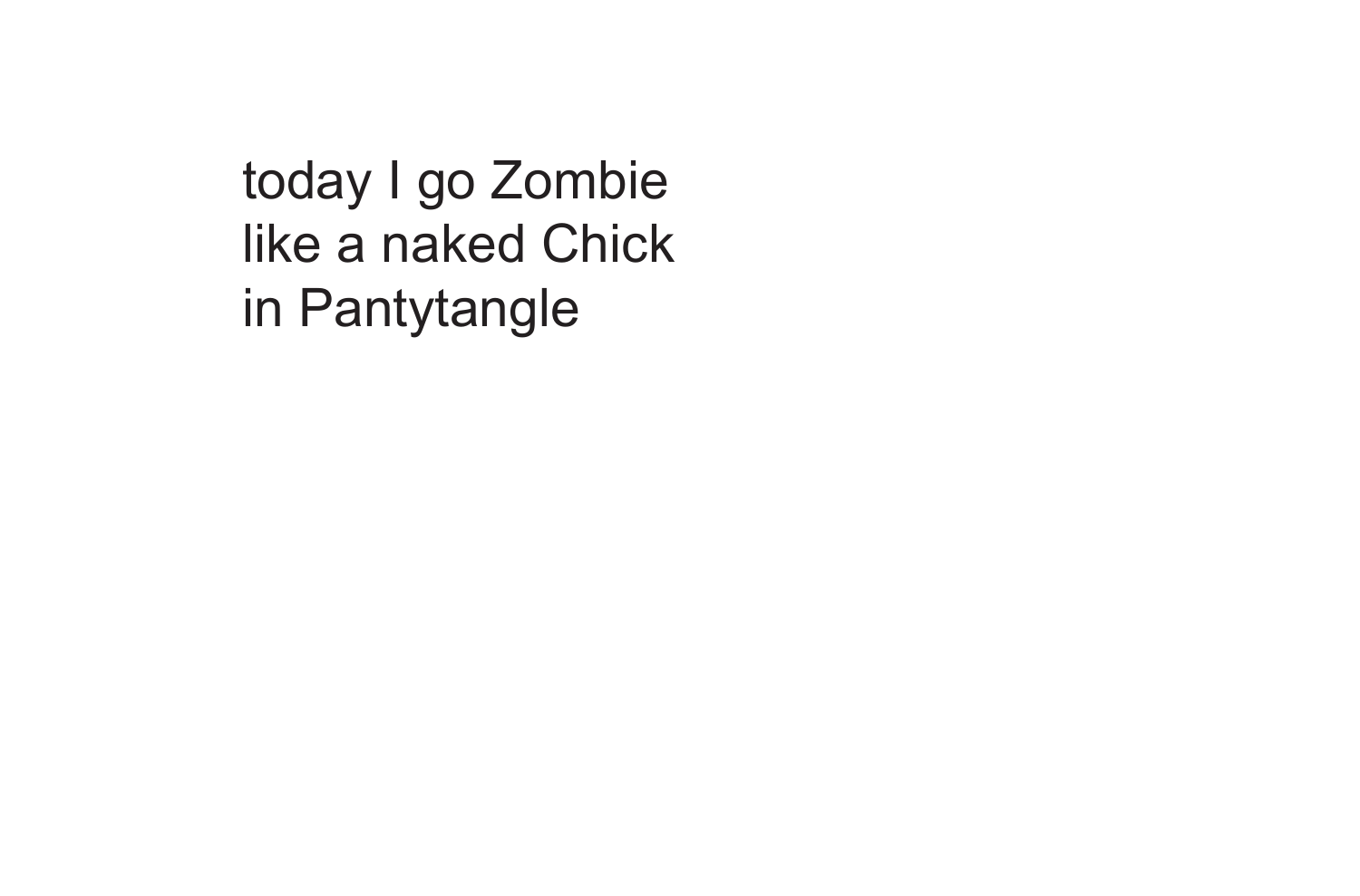today I go Zombie
like a naked Chick
in Pantytangle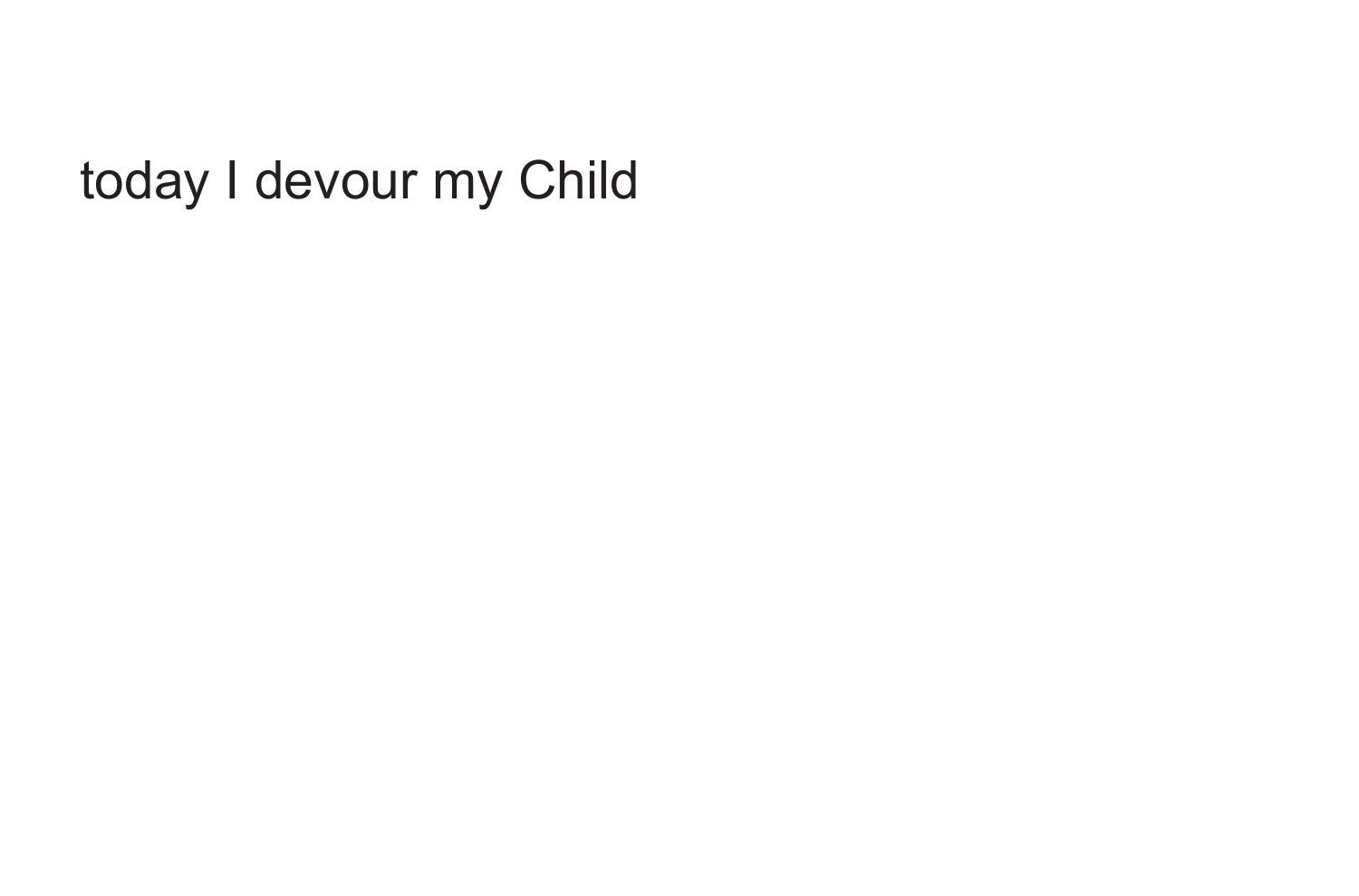today I devour my Child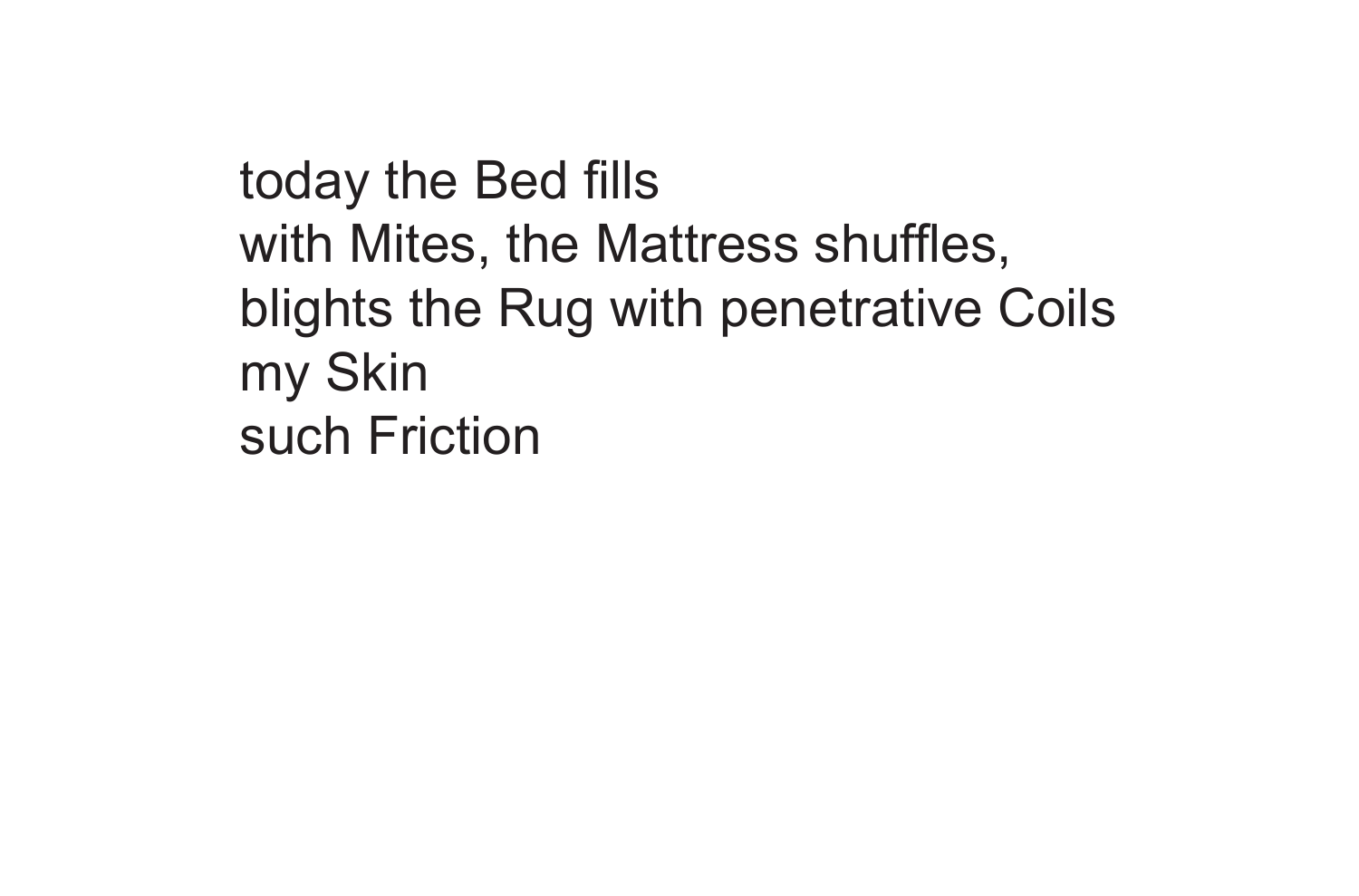today the Bed fills  
with Mites, the Mattress shuffles,  
blights the Rug with penetrative Coils  
my Skin  
such Friction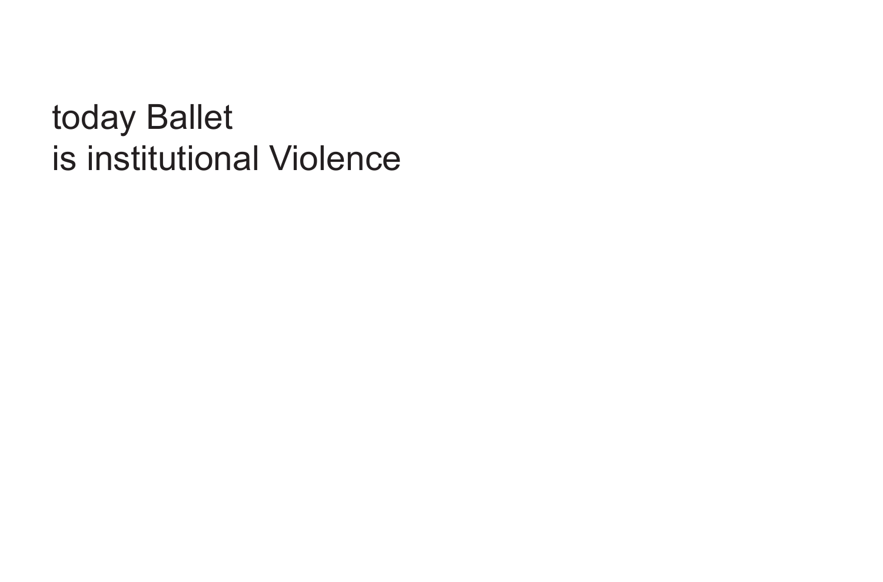today Ballet
is institutional Violence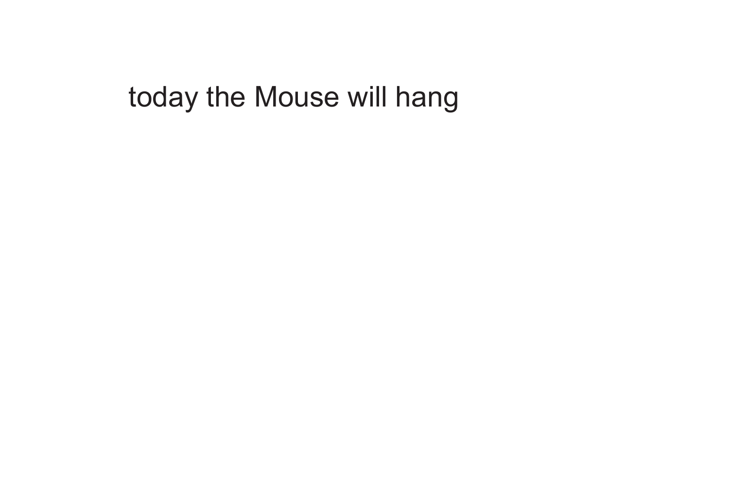today the Mouse will hang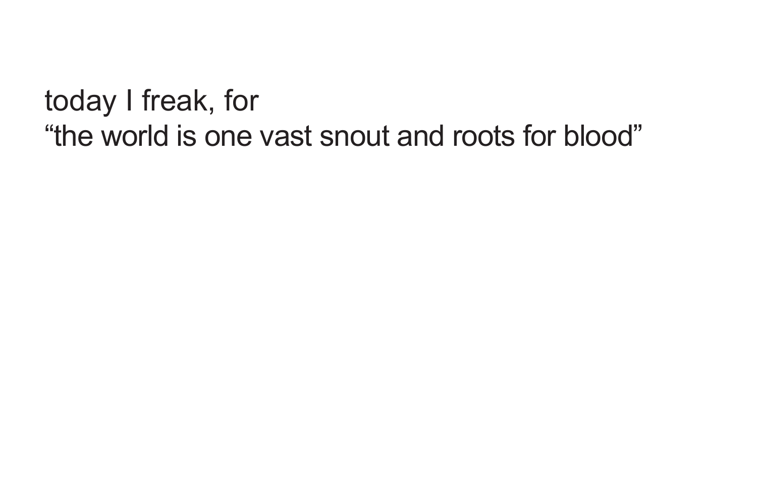today I freak, for
“the world is one vast snout and roots for blood”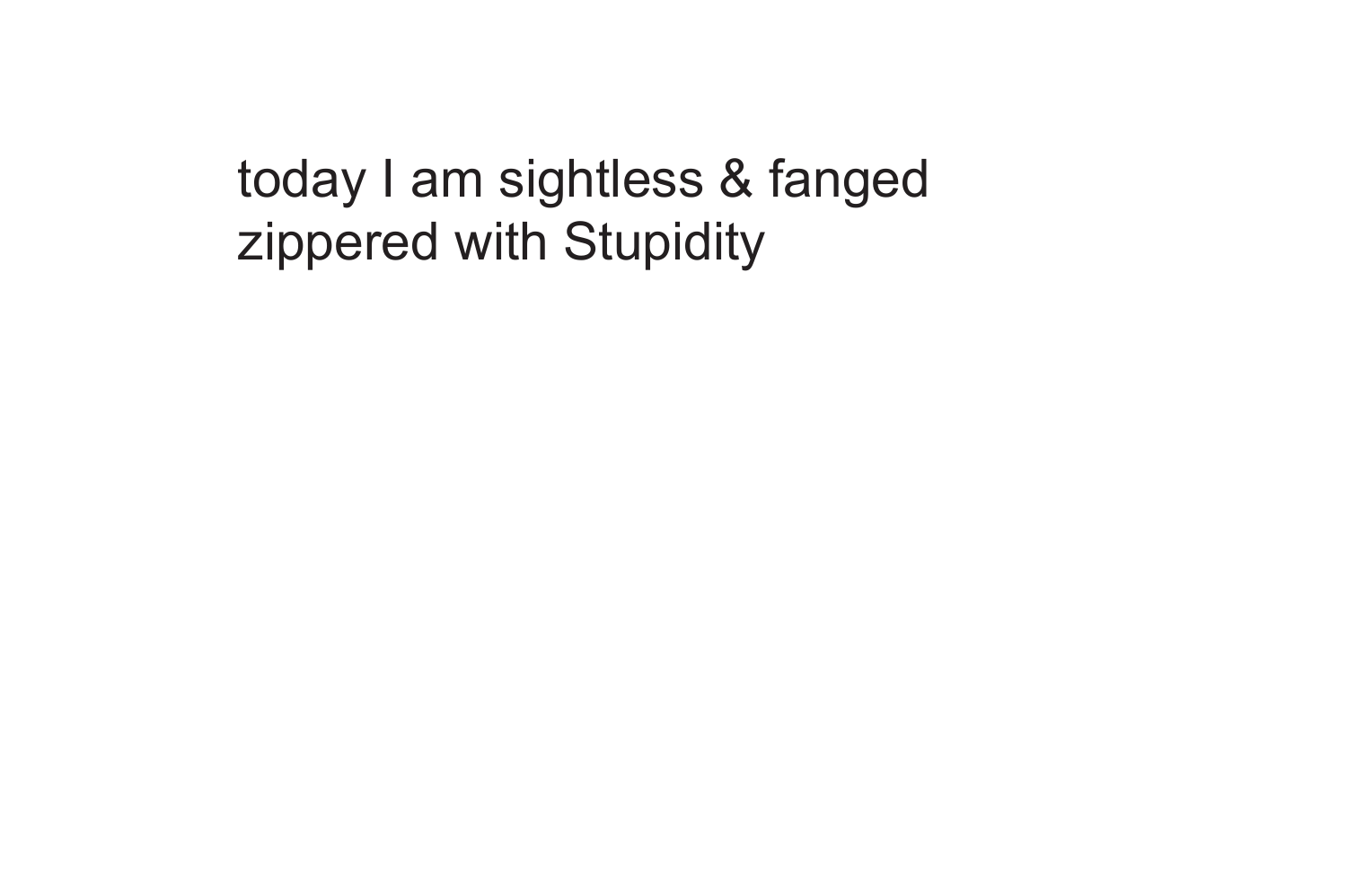today I am sightless & fanged
zippered with Stupidity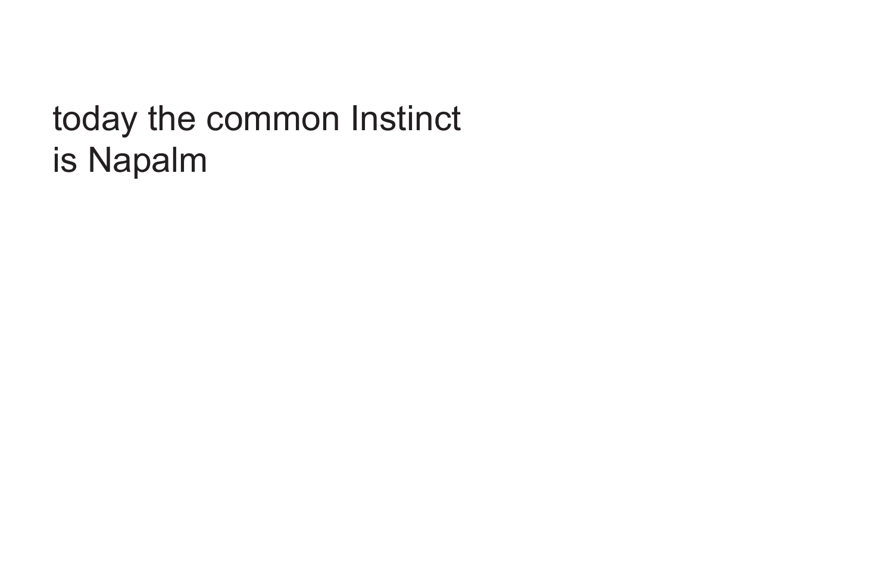today the common Instinct
is Napalm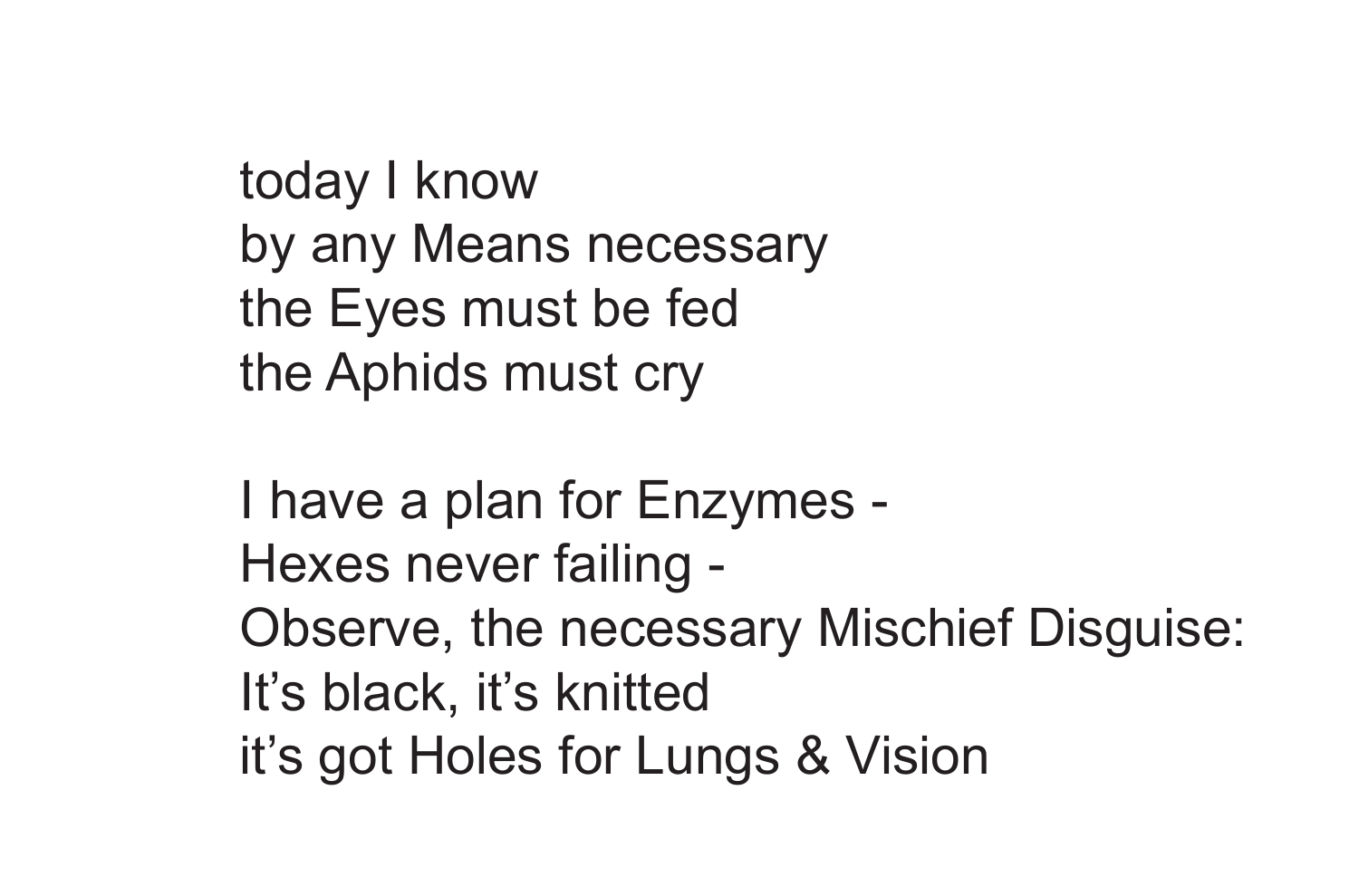today I know  
by any Means necessary  
the Eyes must be fed  
the Aphids must cry

I have a plan for Enzymes -  
Hexes never failing -  
Observe, the necessary Mischief Disguise:  
It's black, it's knitted  
it's got Holes for Lungs & Vision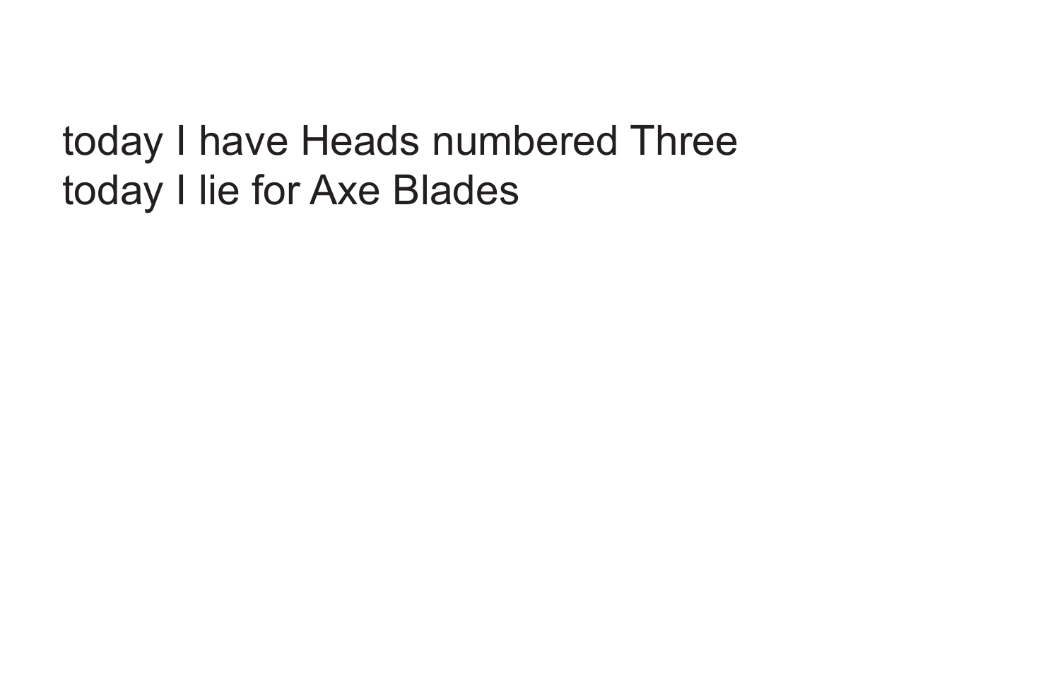today I have Heads numbered Three
today I lie for Axe Blades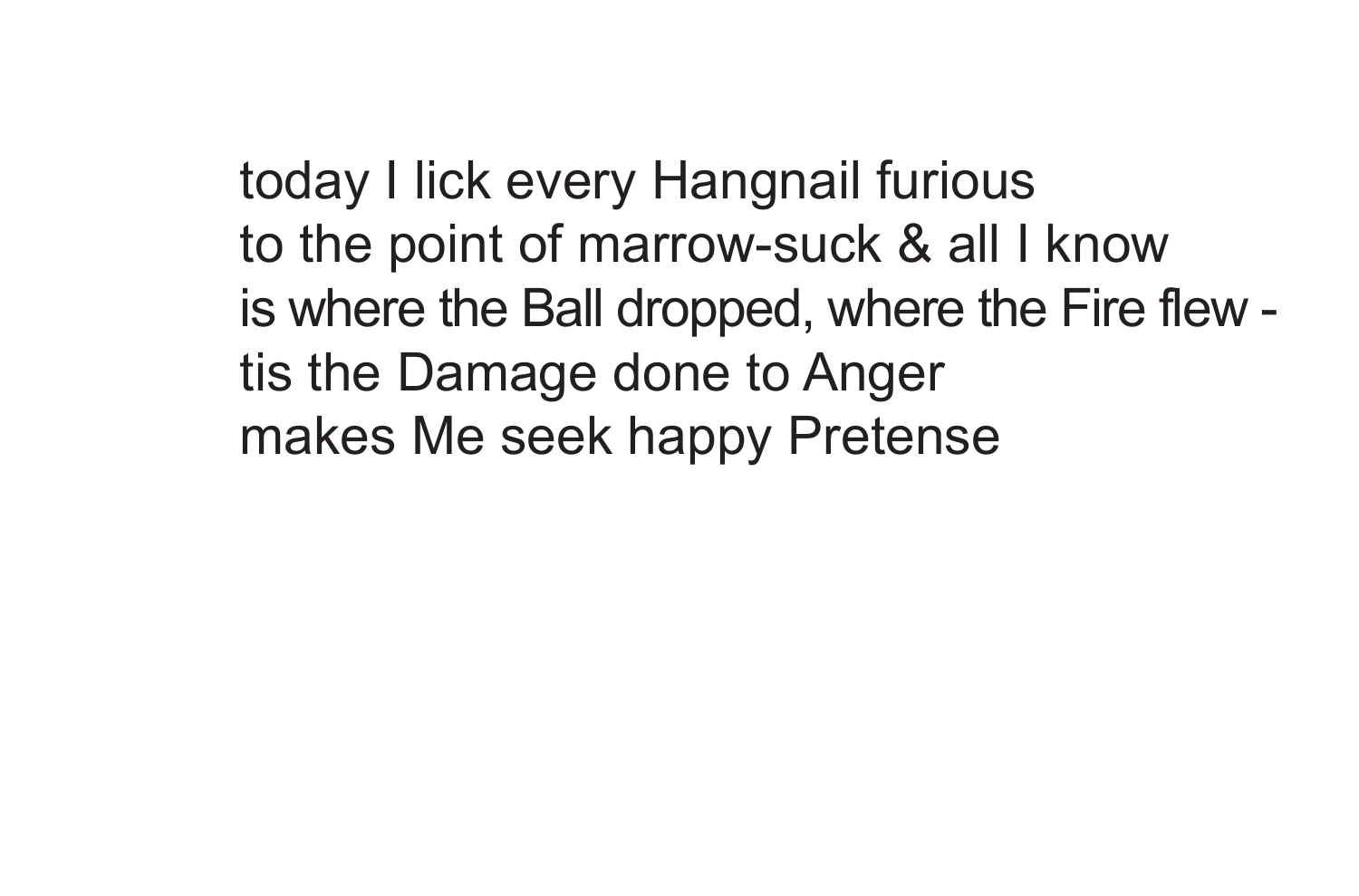today I lick every Hangnail furious  
to the point of marrow-suck & all I know  
is where the Ball dropped, where the Fire flew -  
tis the Damage done to Anger  
makes Me seek happy Pretense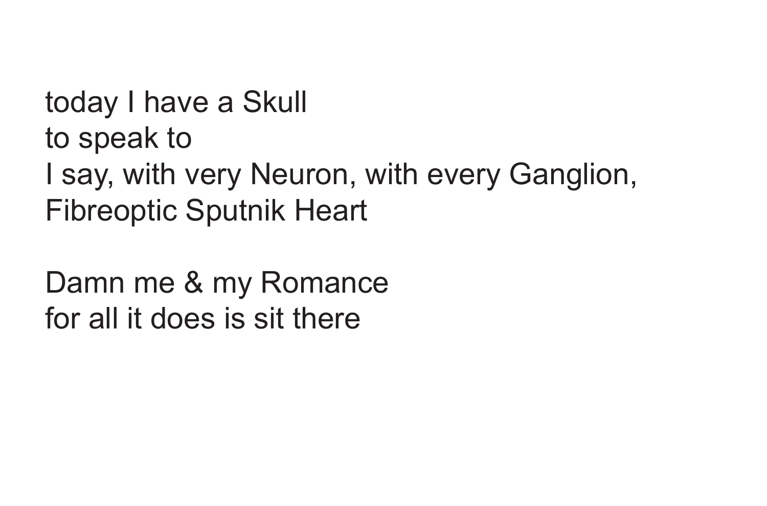today I have a Skull  
to speak to  
I say, with very Neuron, with every Ganglion,  
Fibreoptic Sputnik Heart

Damn me & my Romance  
for all it does is sit there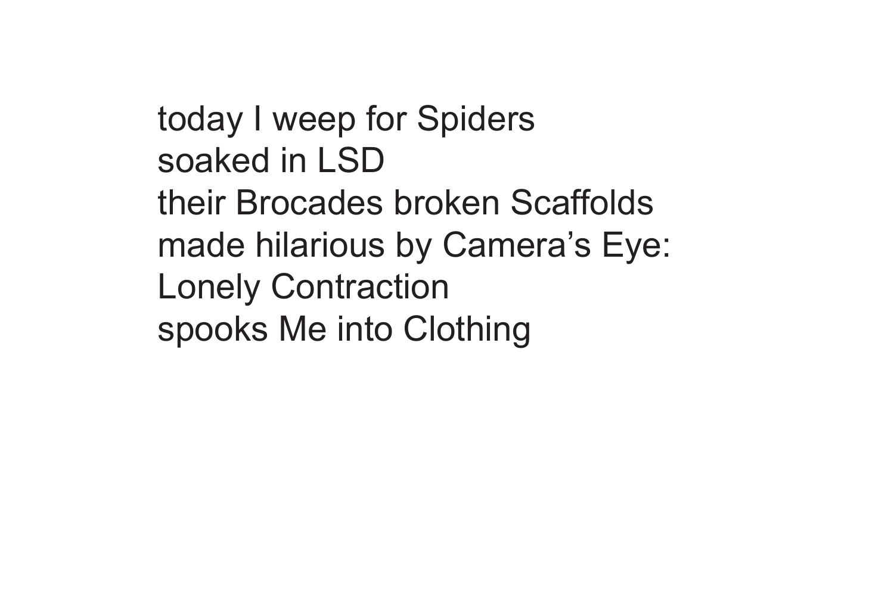today I weep for Spiders
soaked in LSD
their Brocades broken Scaffolds
made hilarious by Camera's Eye:
Lonely Contraction
spooks Me into Clothing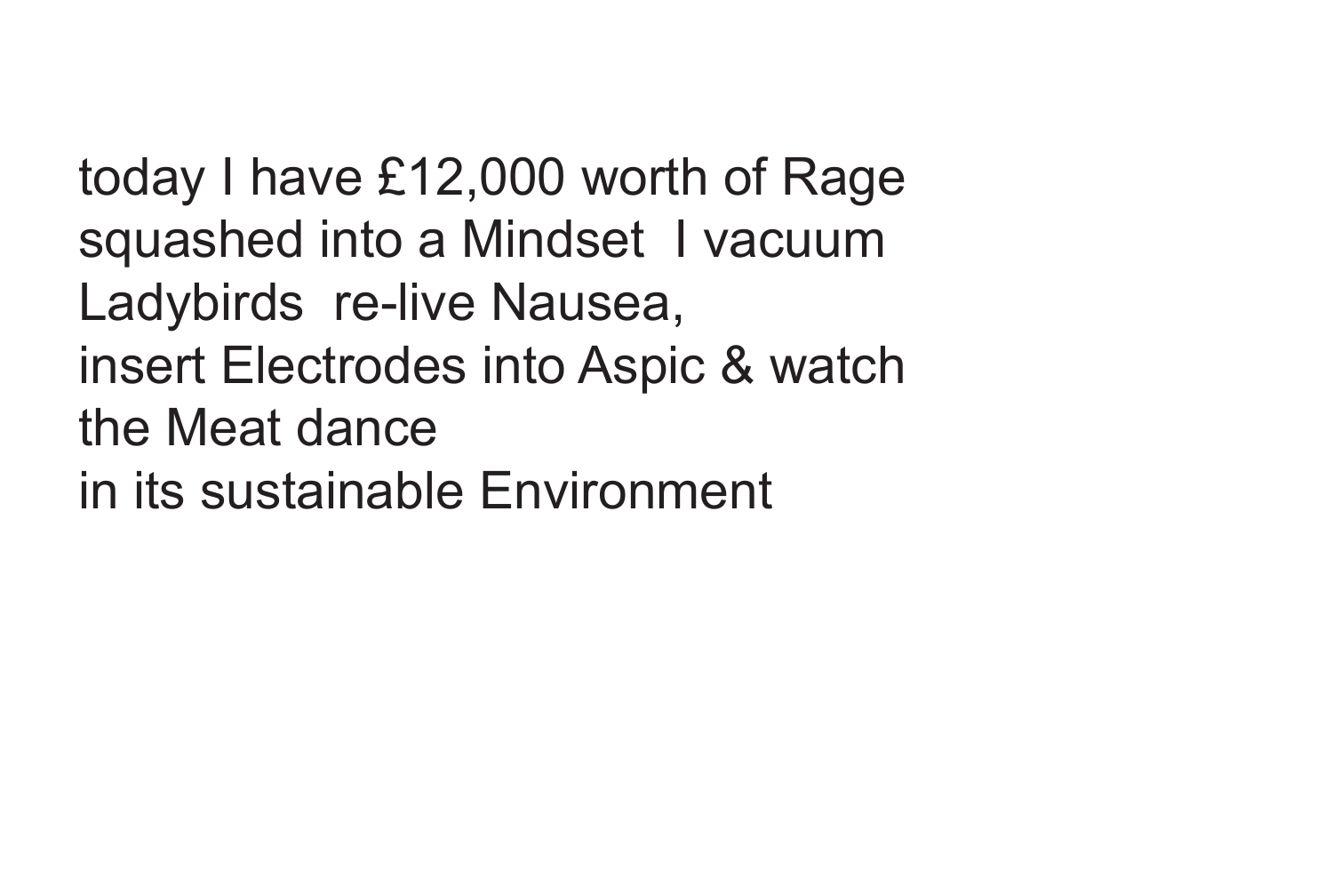today I have £12,000 worth of Rage  
squashed into a Mindset  I vacuum  
Ladybirds  re-live Nausea,  
insert Electrodes into Aspic & watch  
the Meat dance  
in its sustainable Environment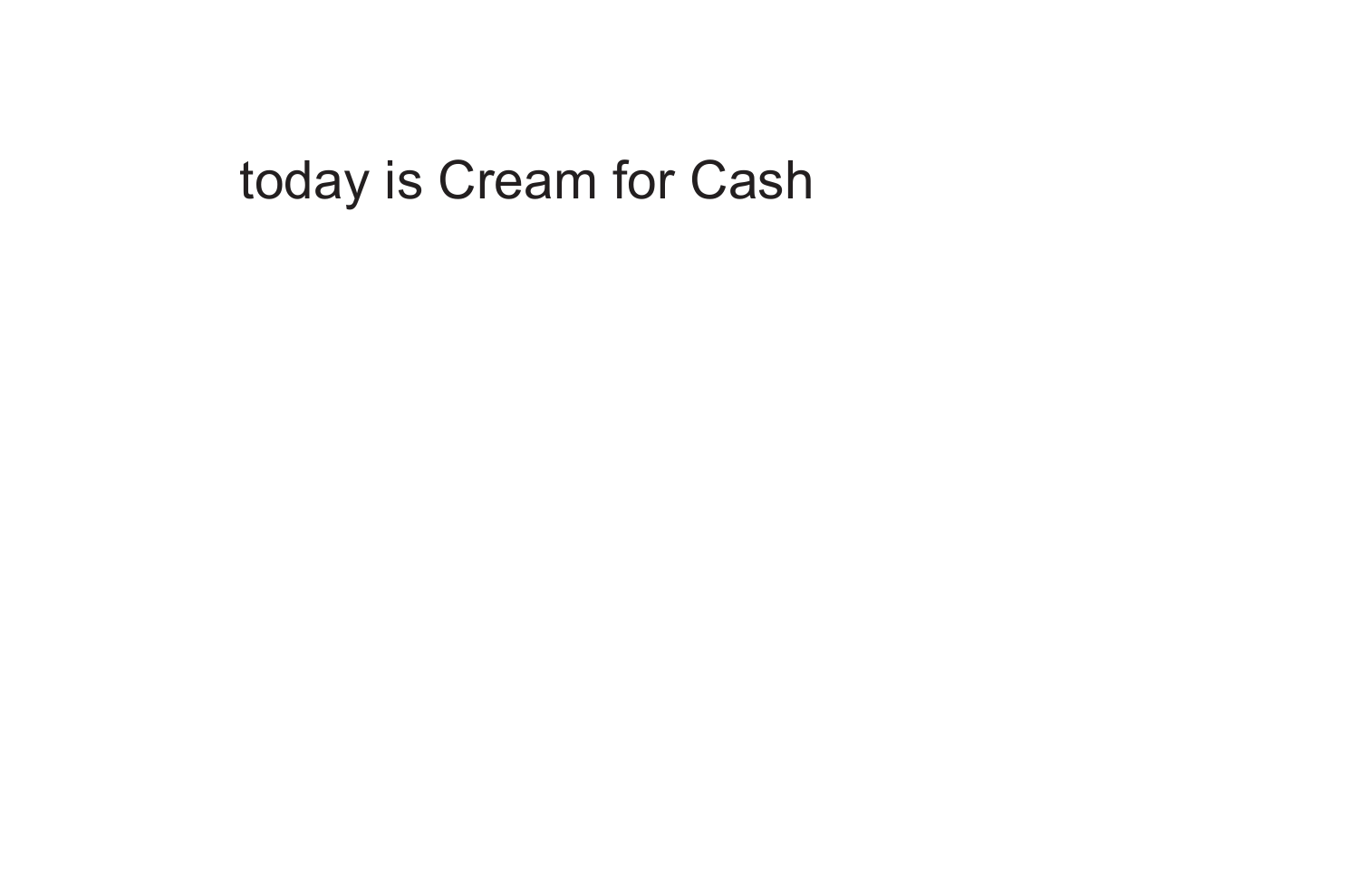today is Cream for Cash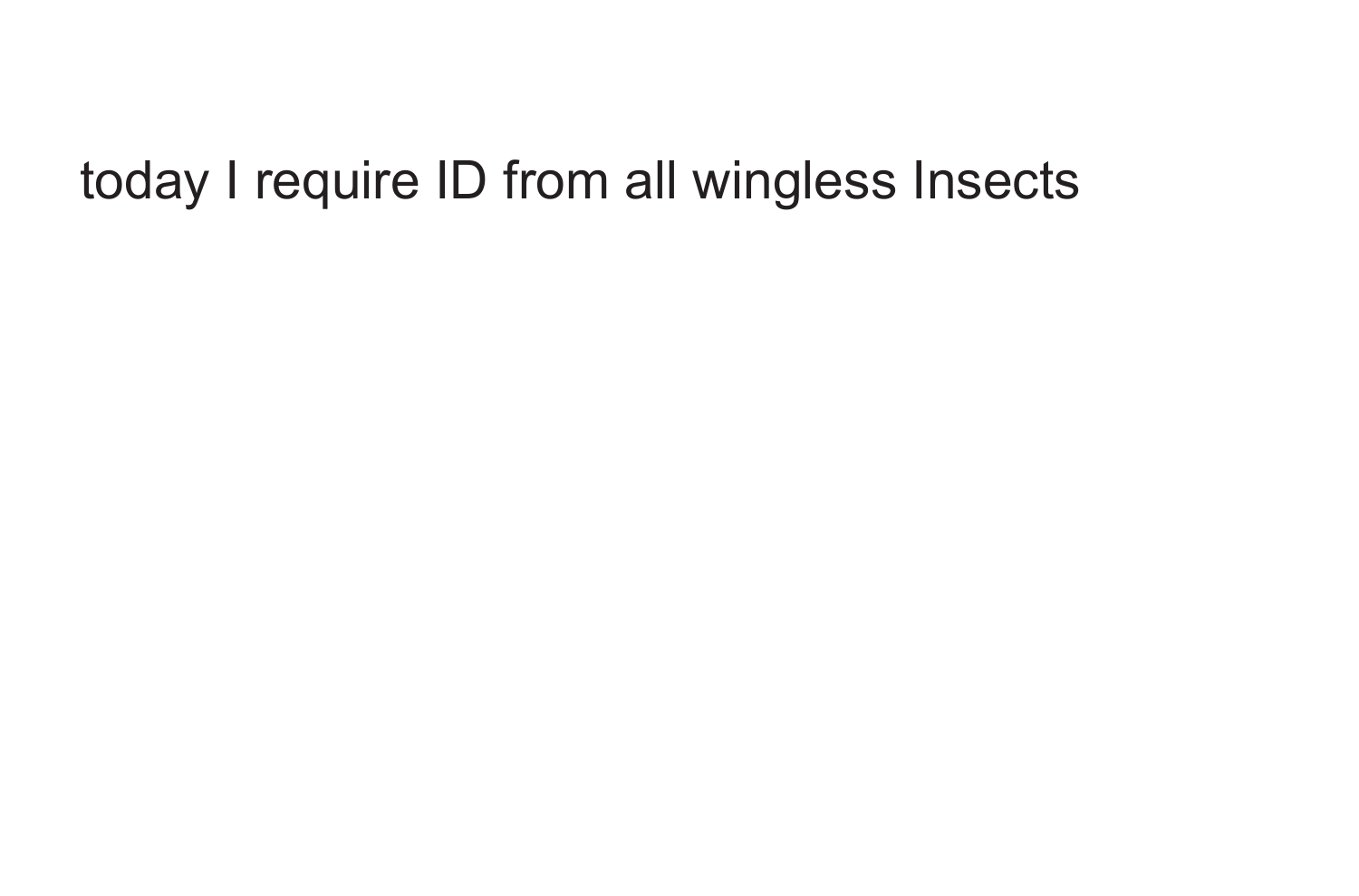today I require ID from all wingless Insects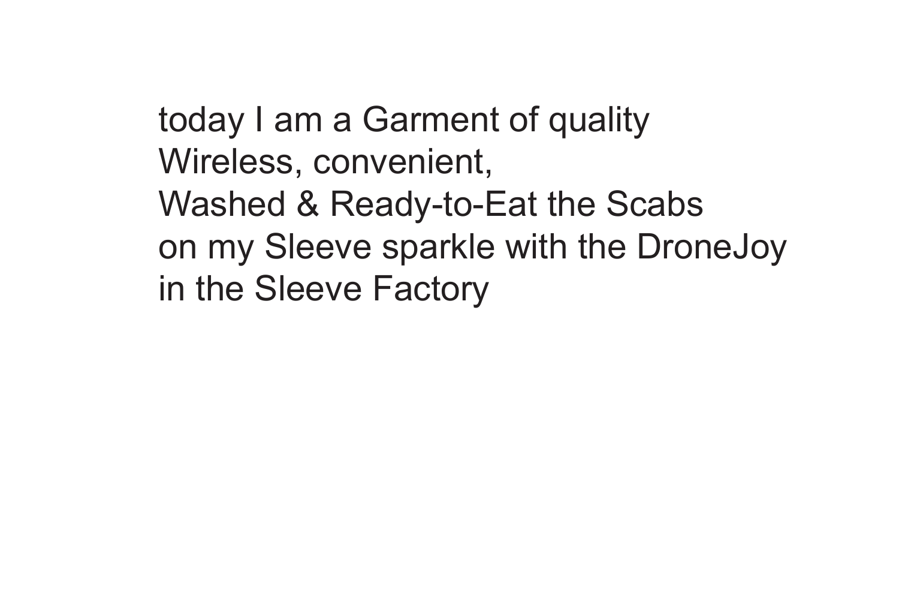today I am a Garment of quality  
Wireless, convenient,  
Washed & Ready-to-Eat the Scabs  
on my Sleeve sparkle with the DroneJoy  
in the Sleeve Factory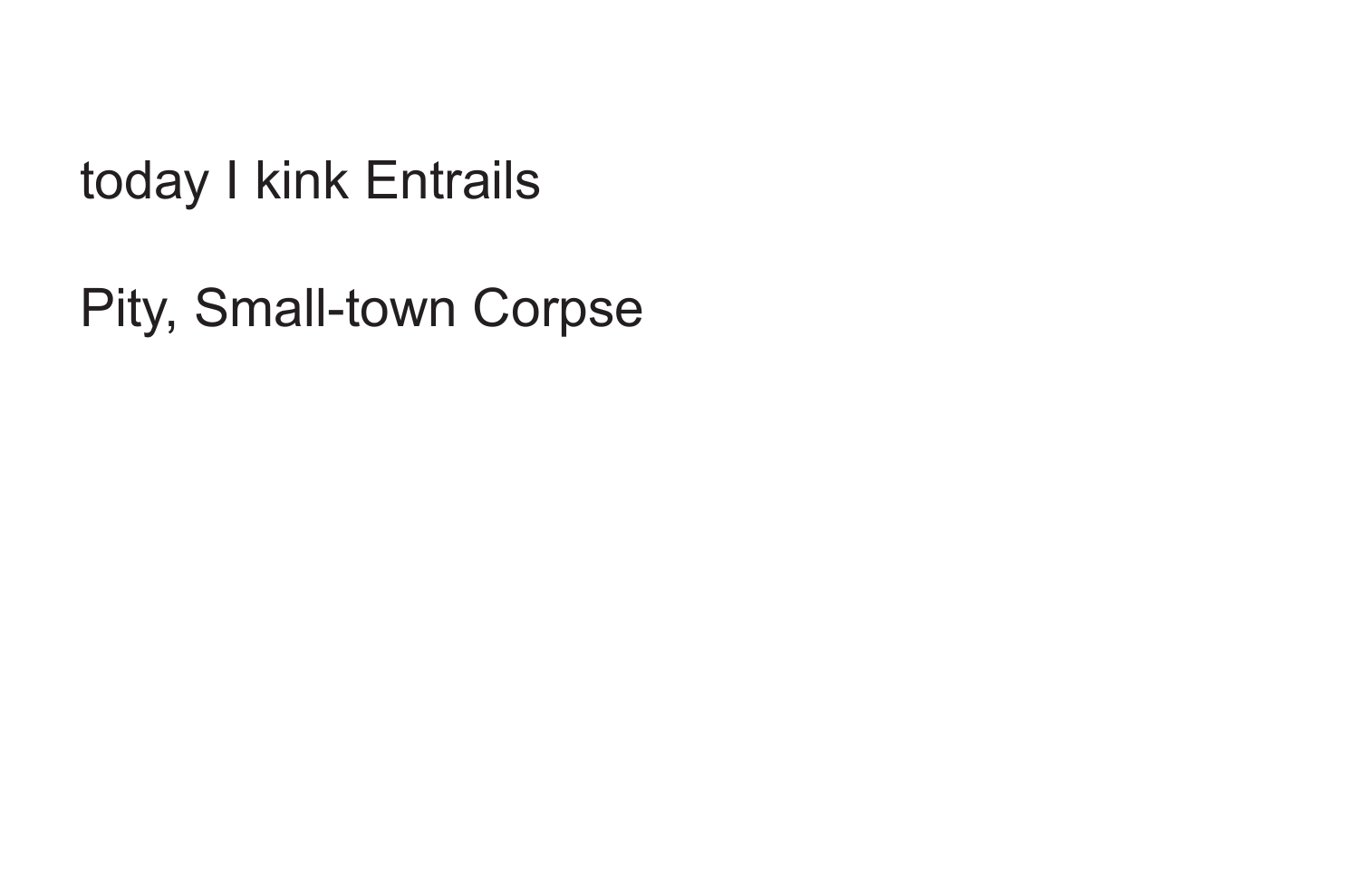today I kink Entrails

Pity, Small-town Corpse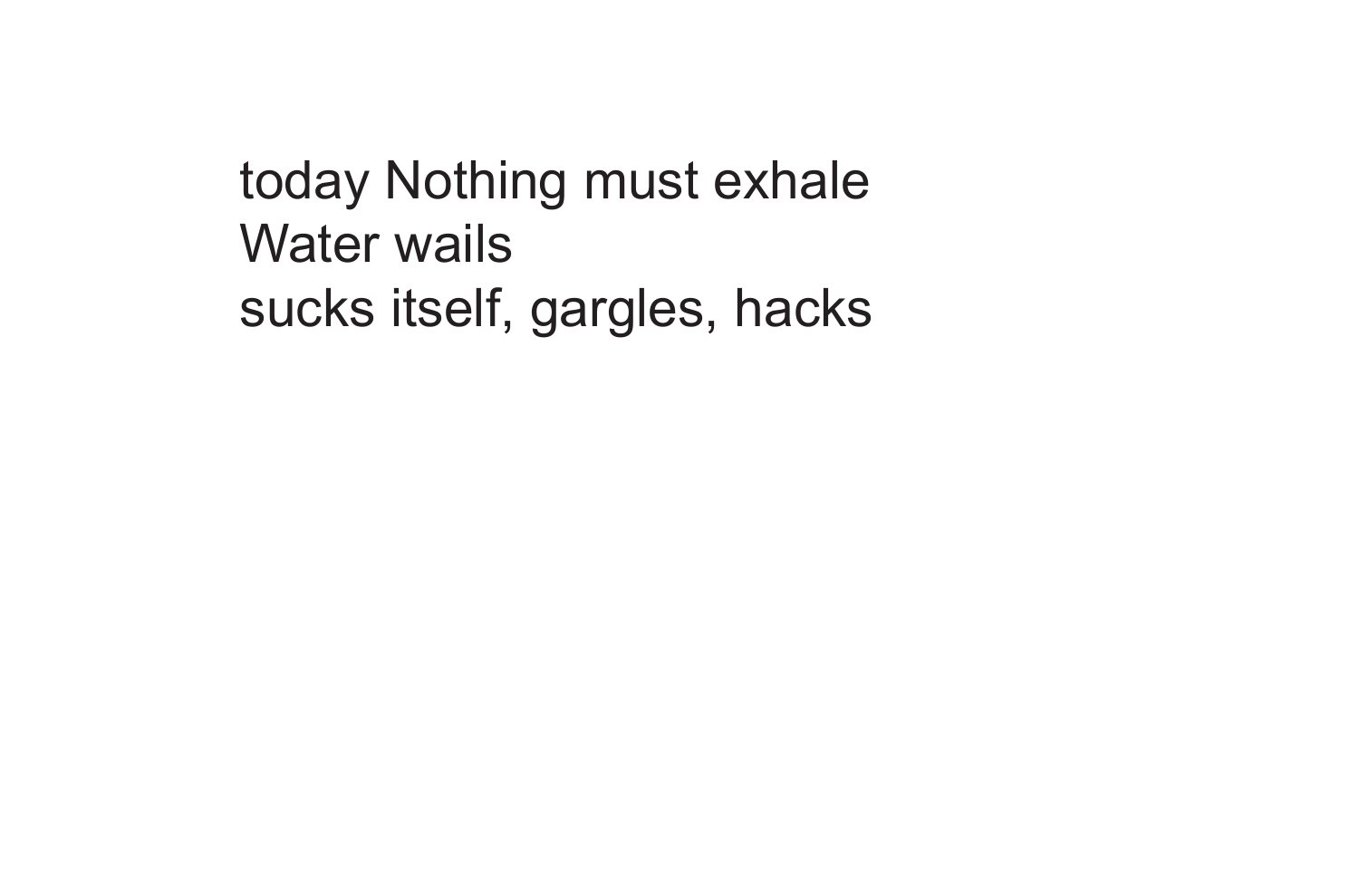today Nothing must exhale
Water wails
sucks itself, gargles, hacks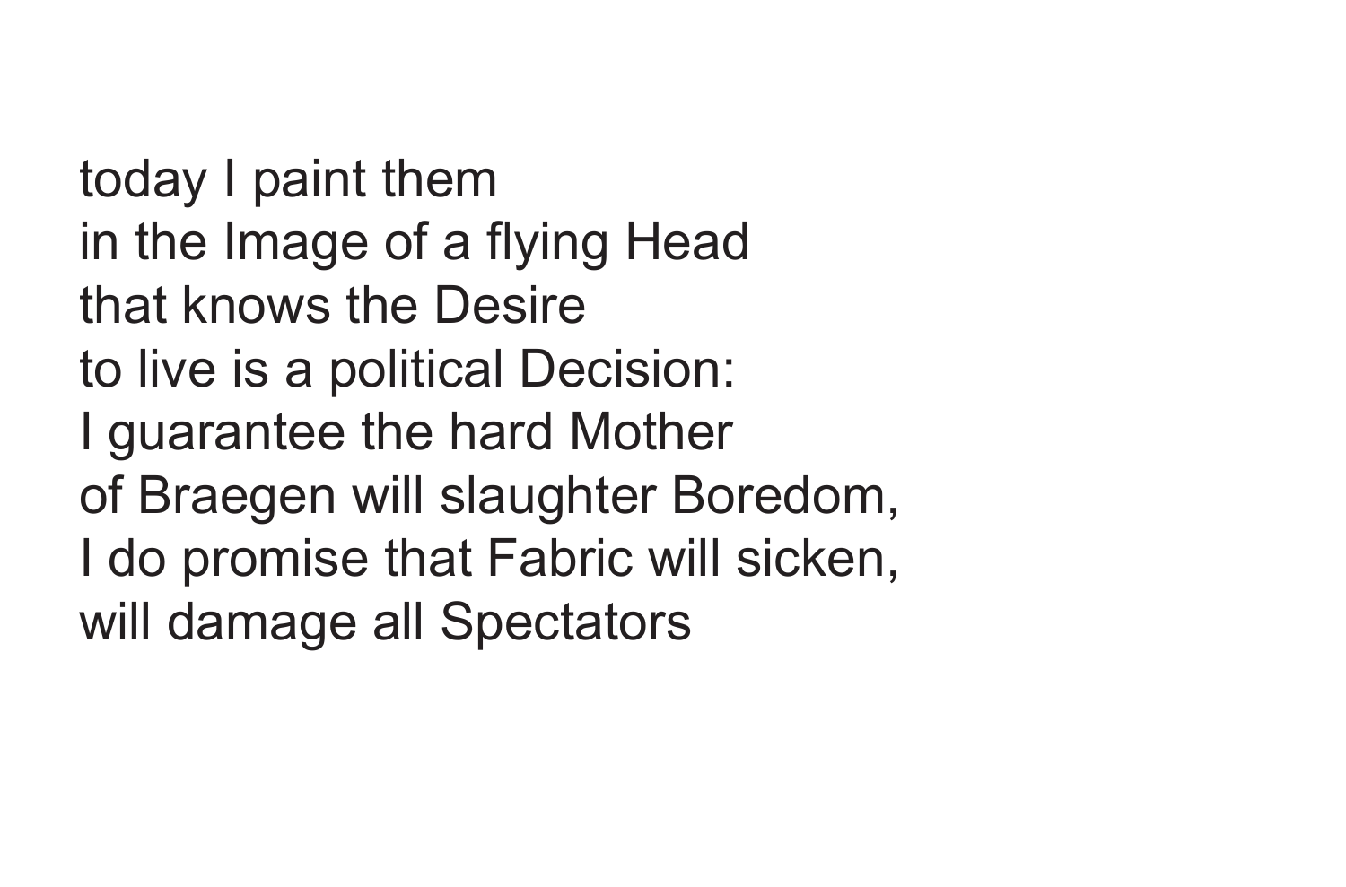today I paint them
in the Image of a flying Head
that knows the Desire
to live is a political Decision:
I guarantee the hard Mother
of Braegen will slaughter Boredom,
I do promise that Fabric will sicken,
will damage all Spectators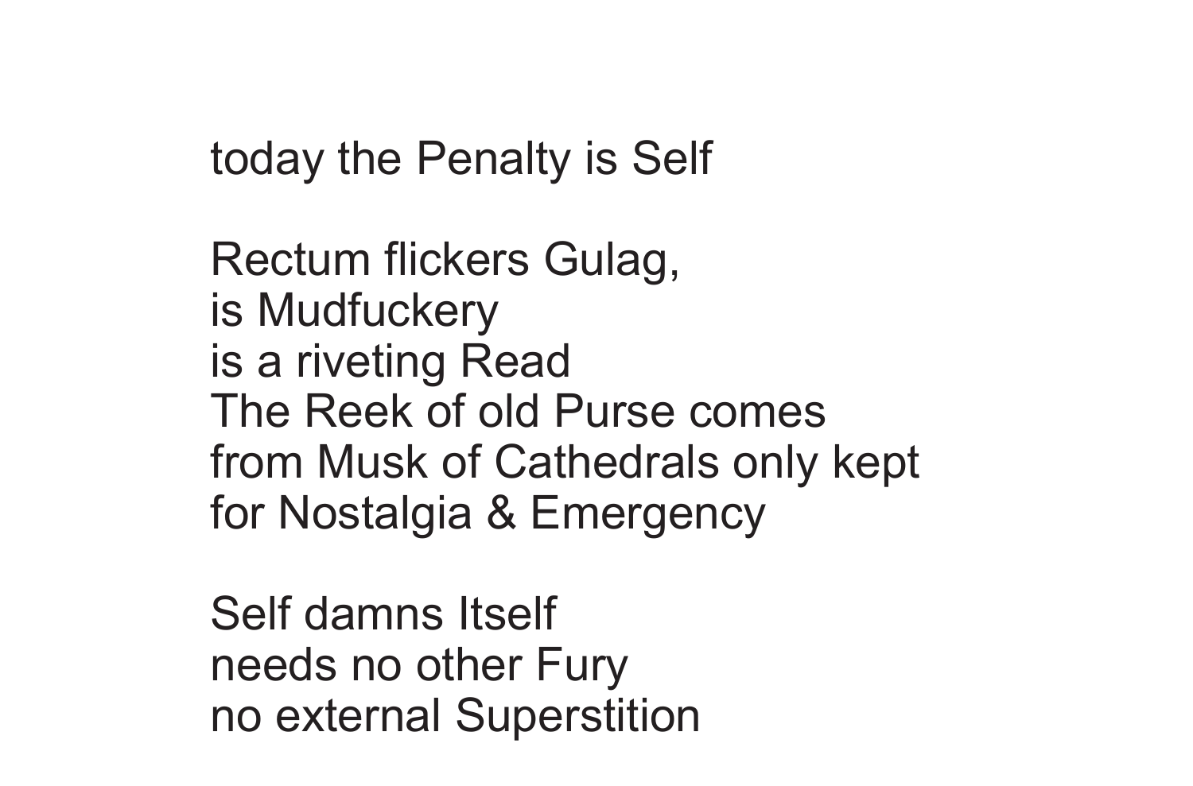today the Penalty is Self

Rectum flickers Gulag,  
is Mudfuckery  
is a riveting Read  
The Reek of old Purse comes  
from Musk of Cathedrals only kept  
for Nostalgia & Emergency

Self damns Itself  
needs no other Fury  
no external Superstition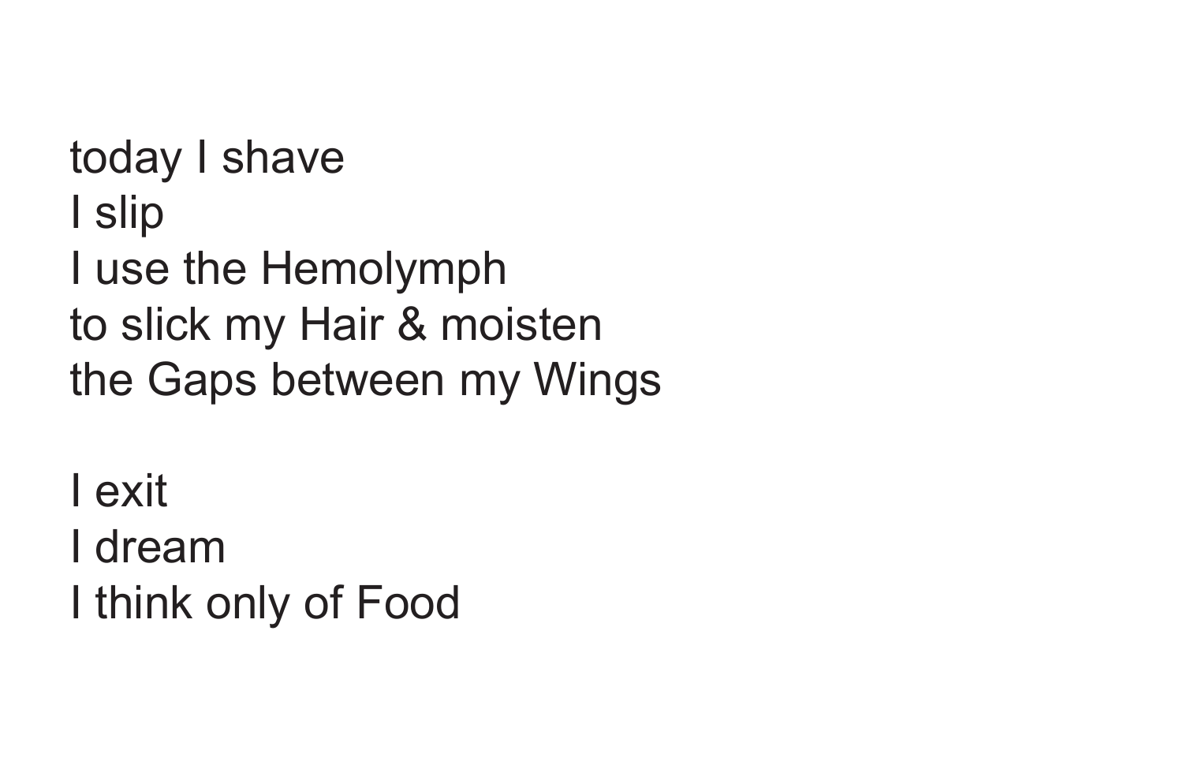today I shave  
I slip  
I use the Hemolymph  
to slick my Hair & moisten  
the Gaps between my Wings

I exit  
I dream  
I think only of Food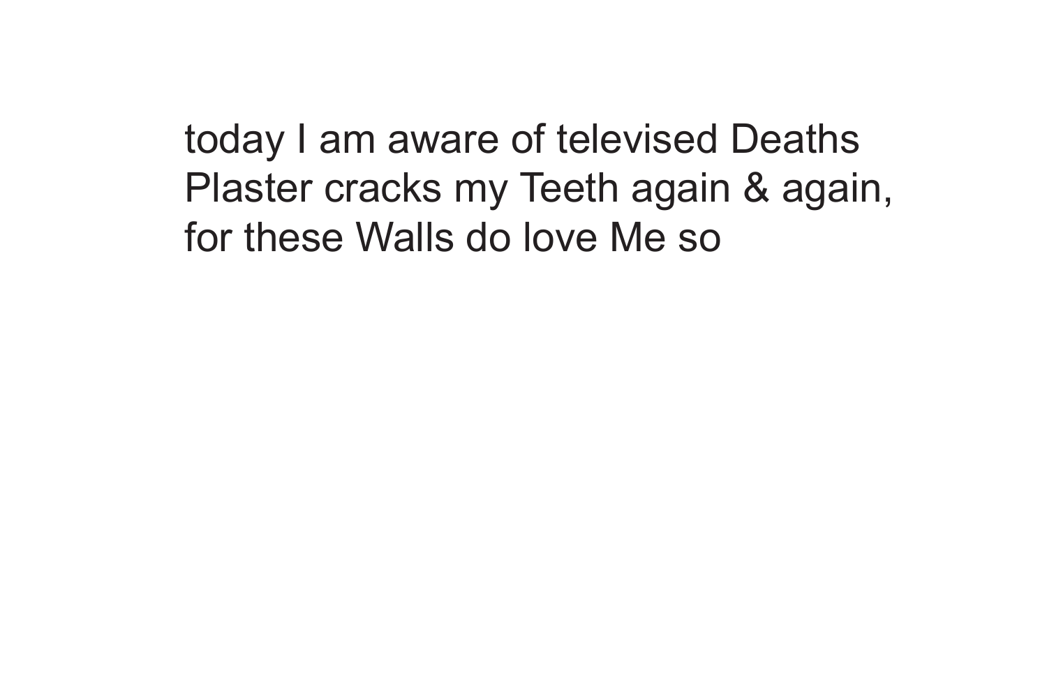today I am aware of televised Deaths
Plaster cracks my Teeth again & again,
for these Walls do love Me so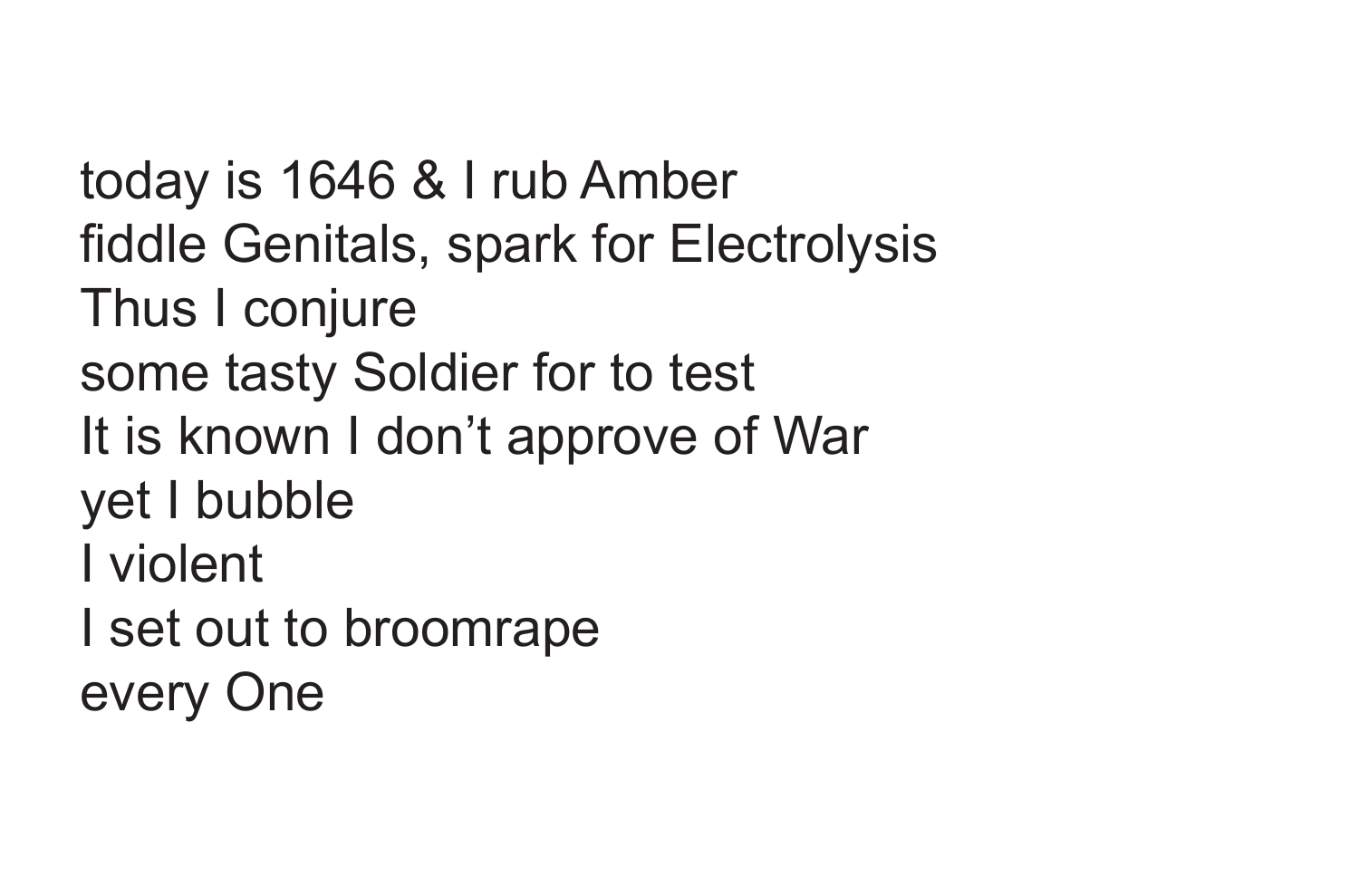today is 1646 & I rub Amber  
fiddle Genitals, spark for Electrolysis  
Thus I conjure  
some tasty Soldier for to test  
It is known I don’t approve of War  
yet I bubble  
I violent  
I set out to broomrape  
every One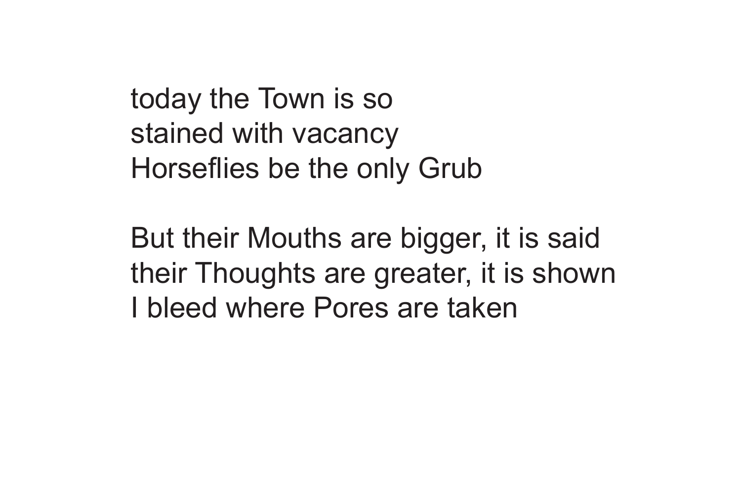today the Town is so  
stained with vacancy  
Horseflies be the only Grub

But their Mouths are bigger, it is said  
their Thoughts are greater, it is shown  
I bleed where Pores are taken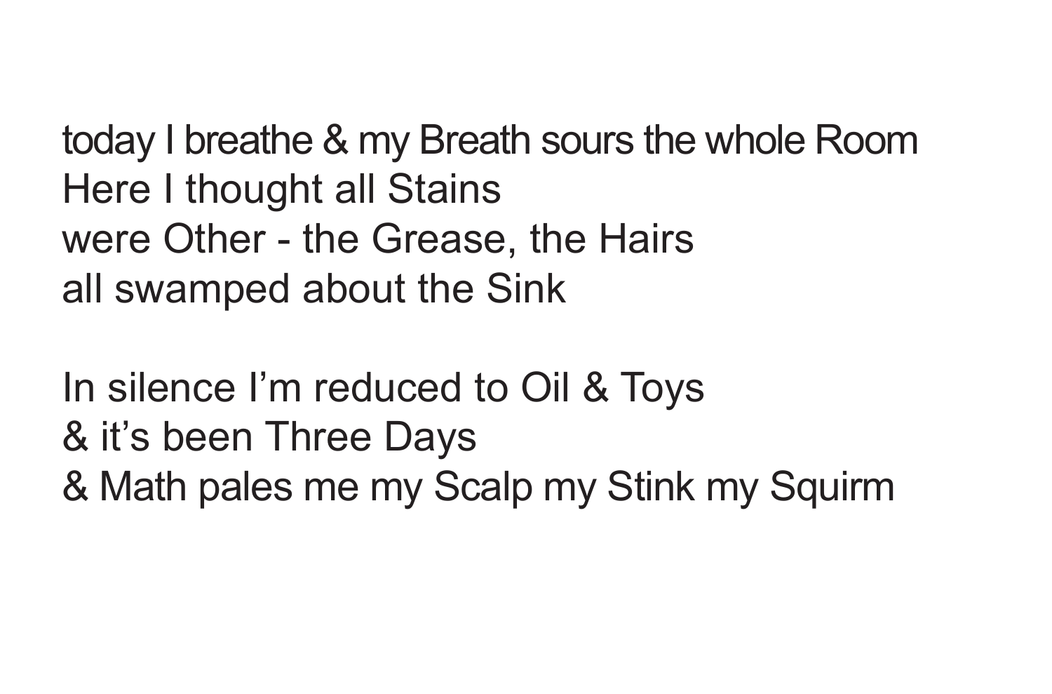today I breathe & my Breath sours the whole Room  
Here I thought all Stains  
were Other - the Grease, the Hairs  
all swamped about the Sink

In silence I'm reduced to Oil & Toys  
& it's been Three Days  
& Math pales me my Scalp my Stink my Squirm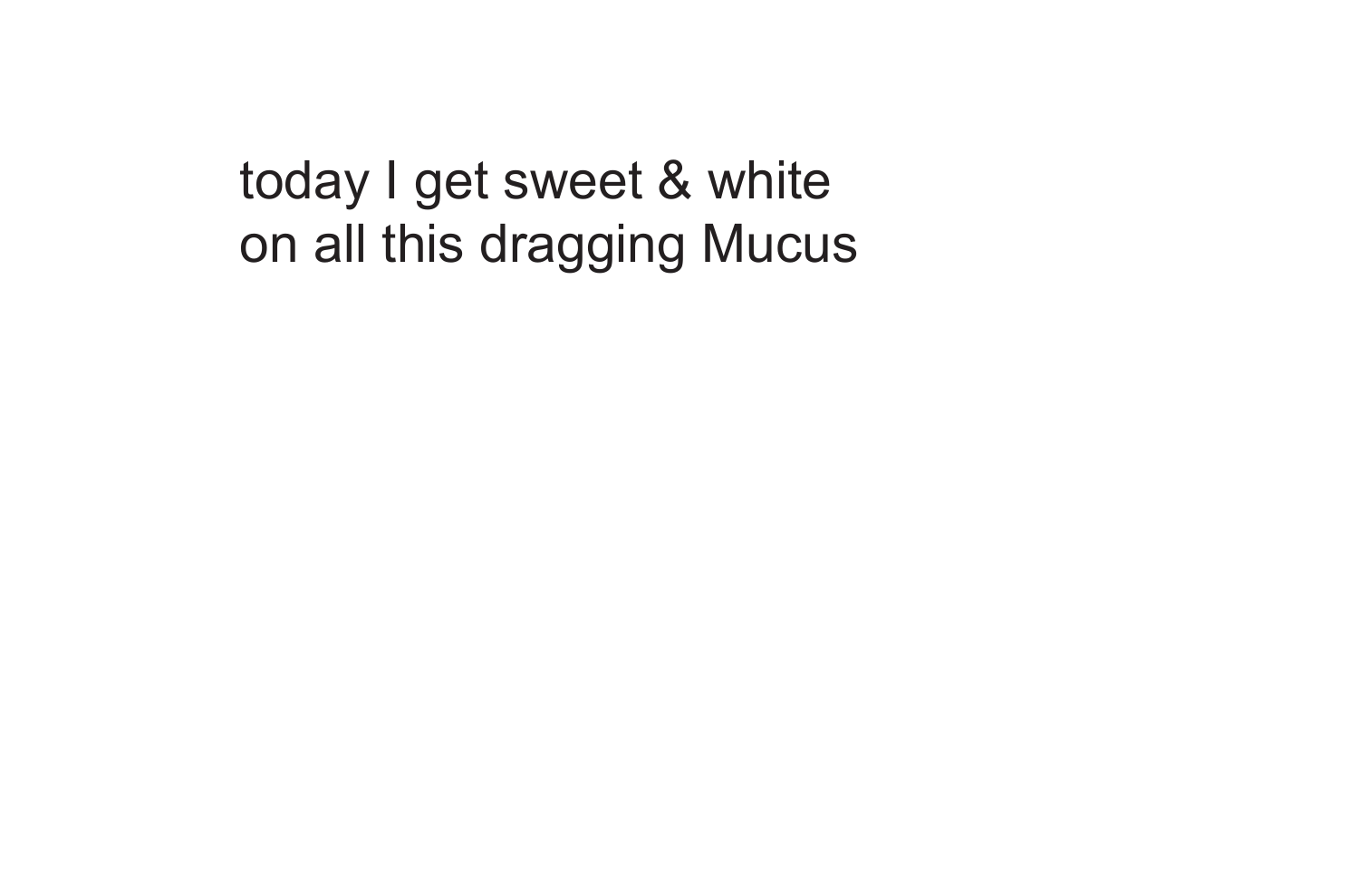today I get sweet & white
on all this dragging Mucus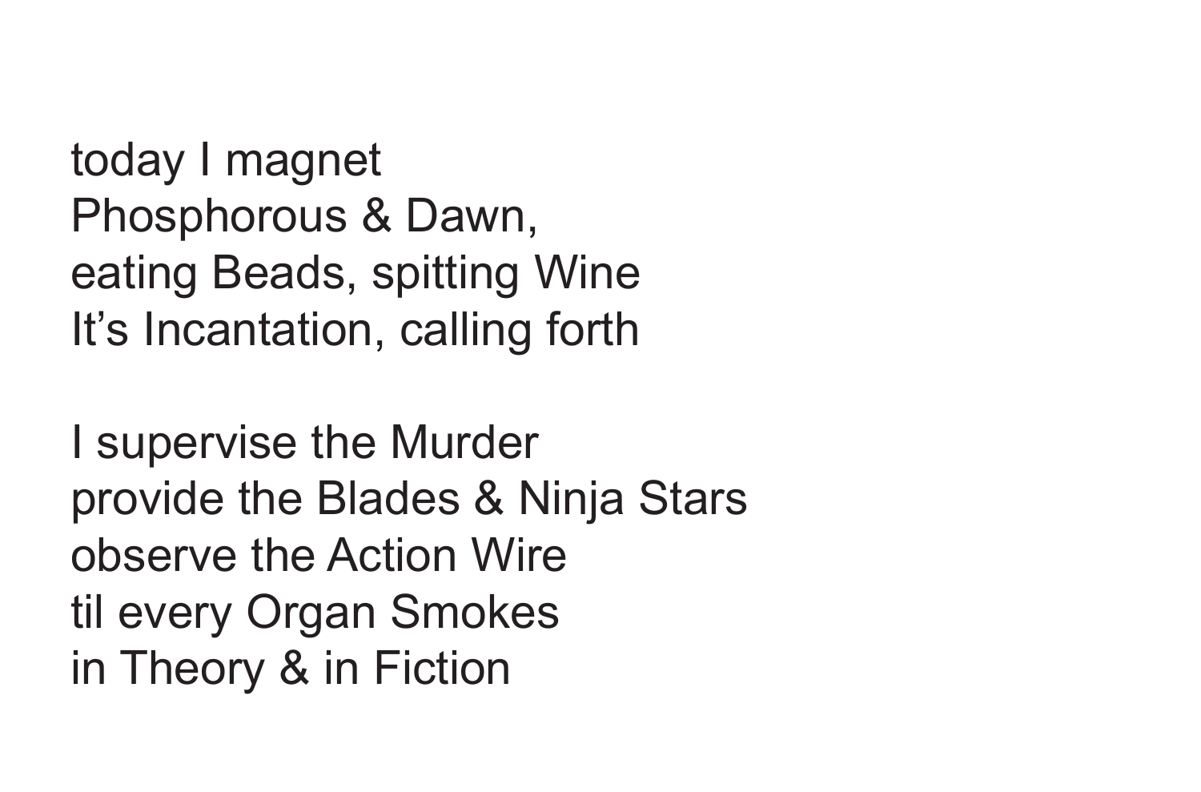today I magnet
Phosphorous & Dawn,
eating Beads, spitting Wine
It's Incantation, calling forth

I supervise the Murder
provide the Blades & Ninja Stars
observe the Action Wire
til every Organ Smokes
in Theory & in Fiction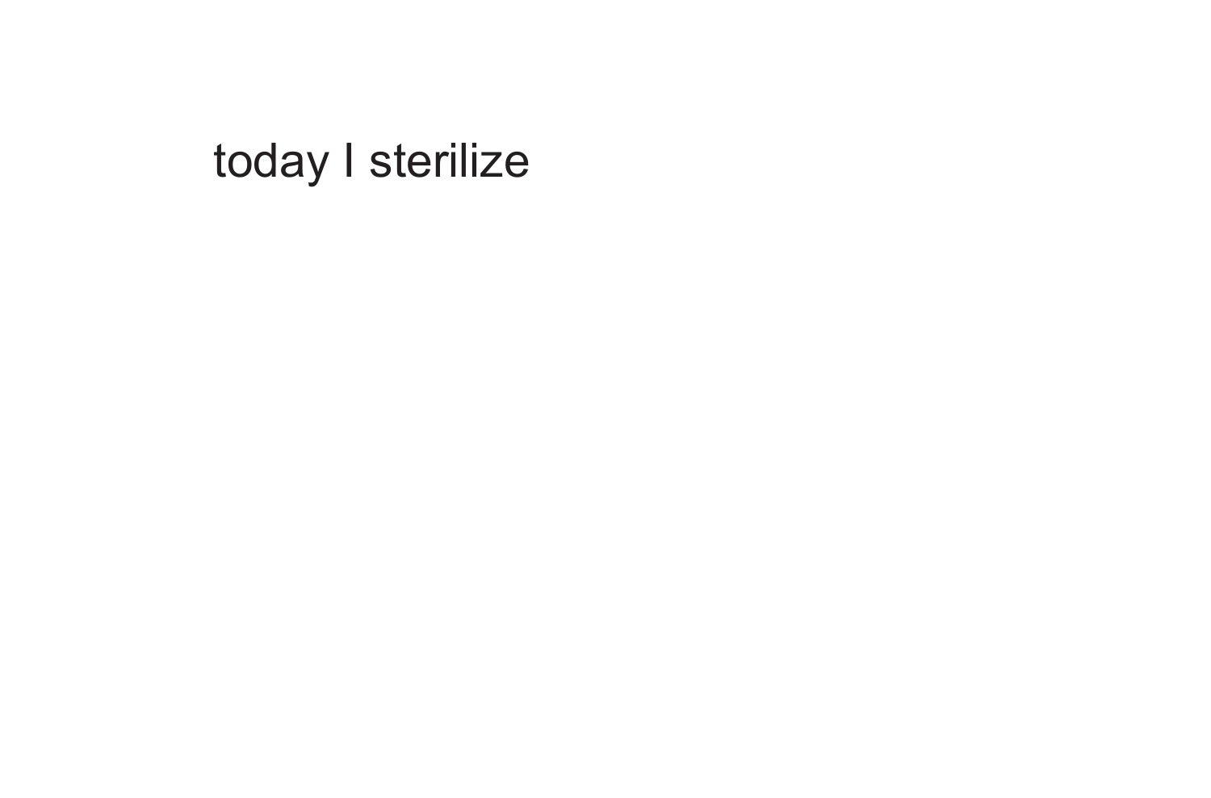today I sterilize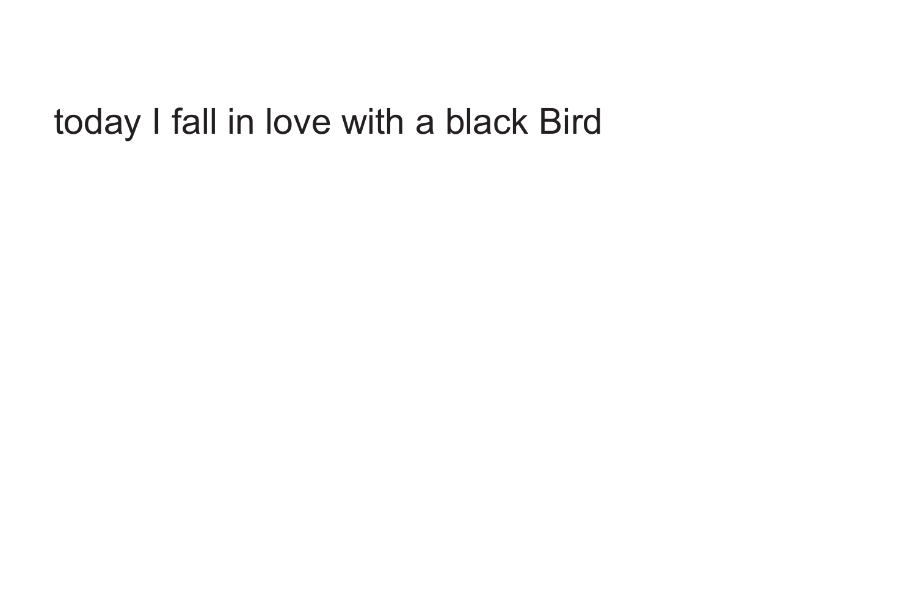today I fall in love with a black Bird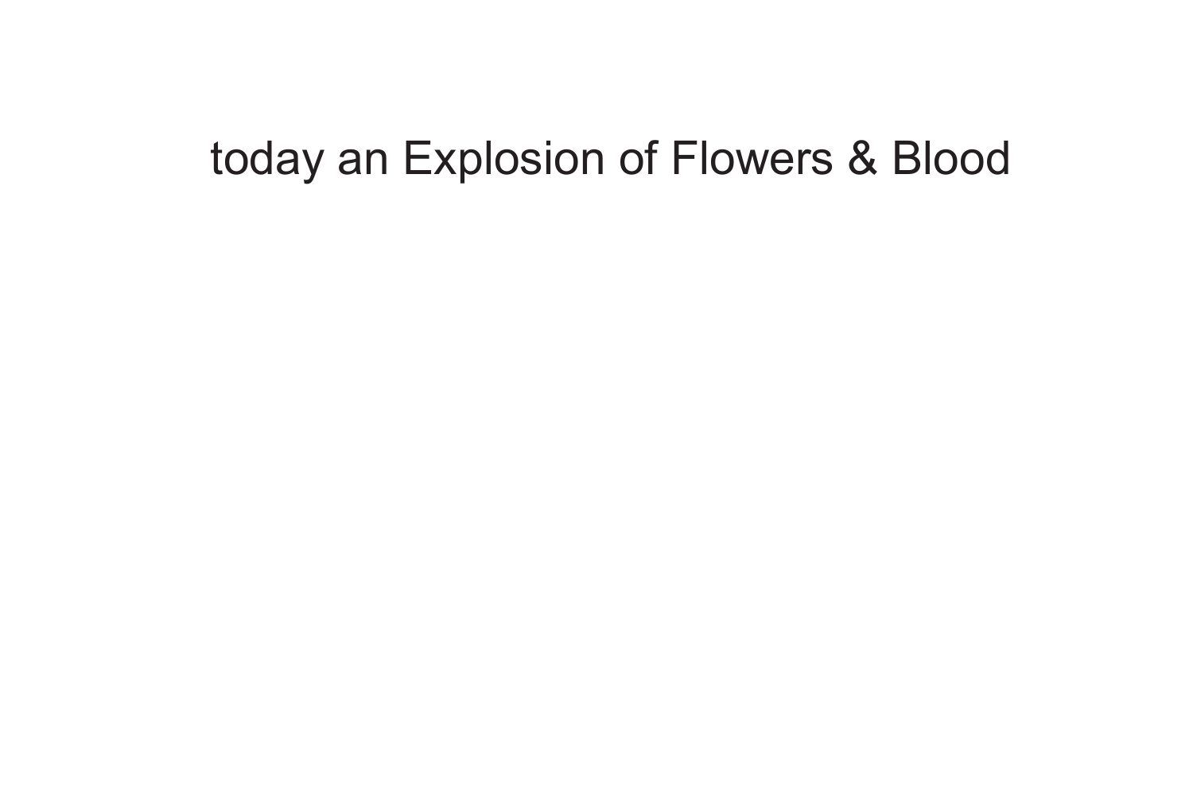today an Explosion of Flowers & Blood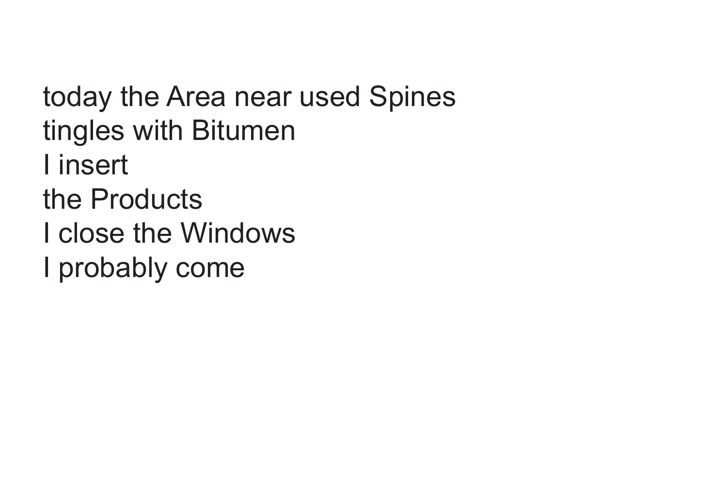today the Area near used Spines
tingles with Bitumen
I insert
the Products
I close the Windows
I probably come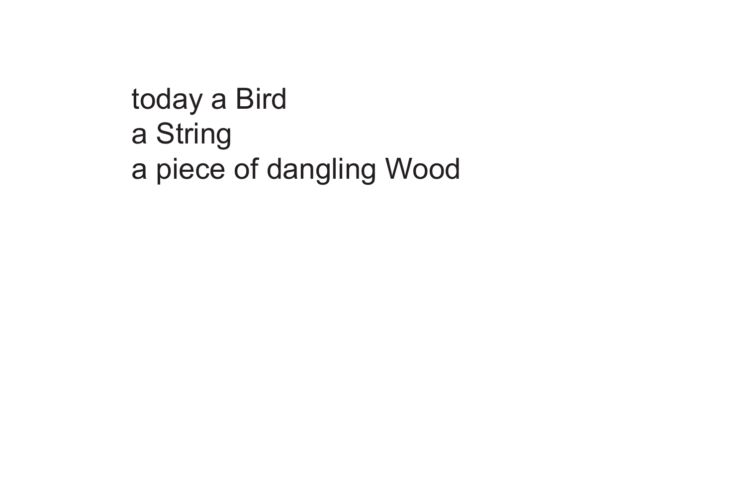today a Bird
a String
a piece of dangling Wood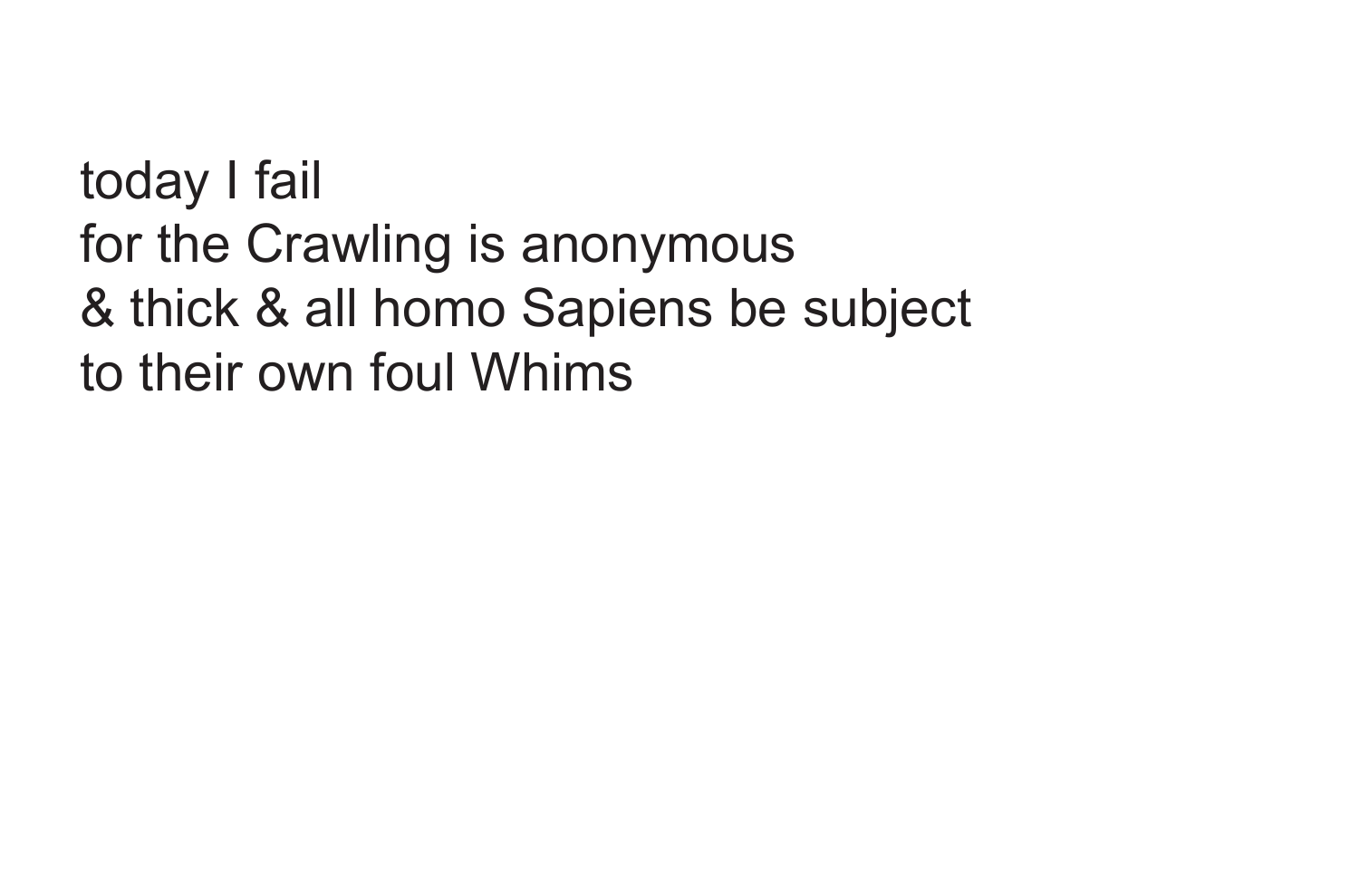today I fail  
for the Crawling is anonymous  
& thick & all homo Sapiens be subject  
to their own foul Whims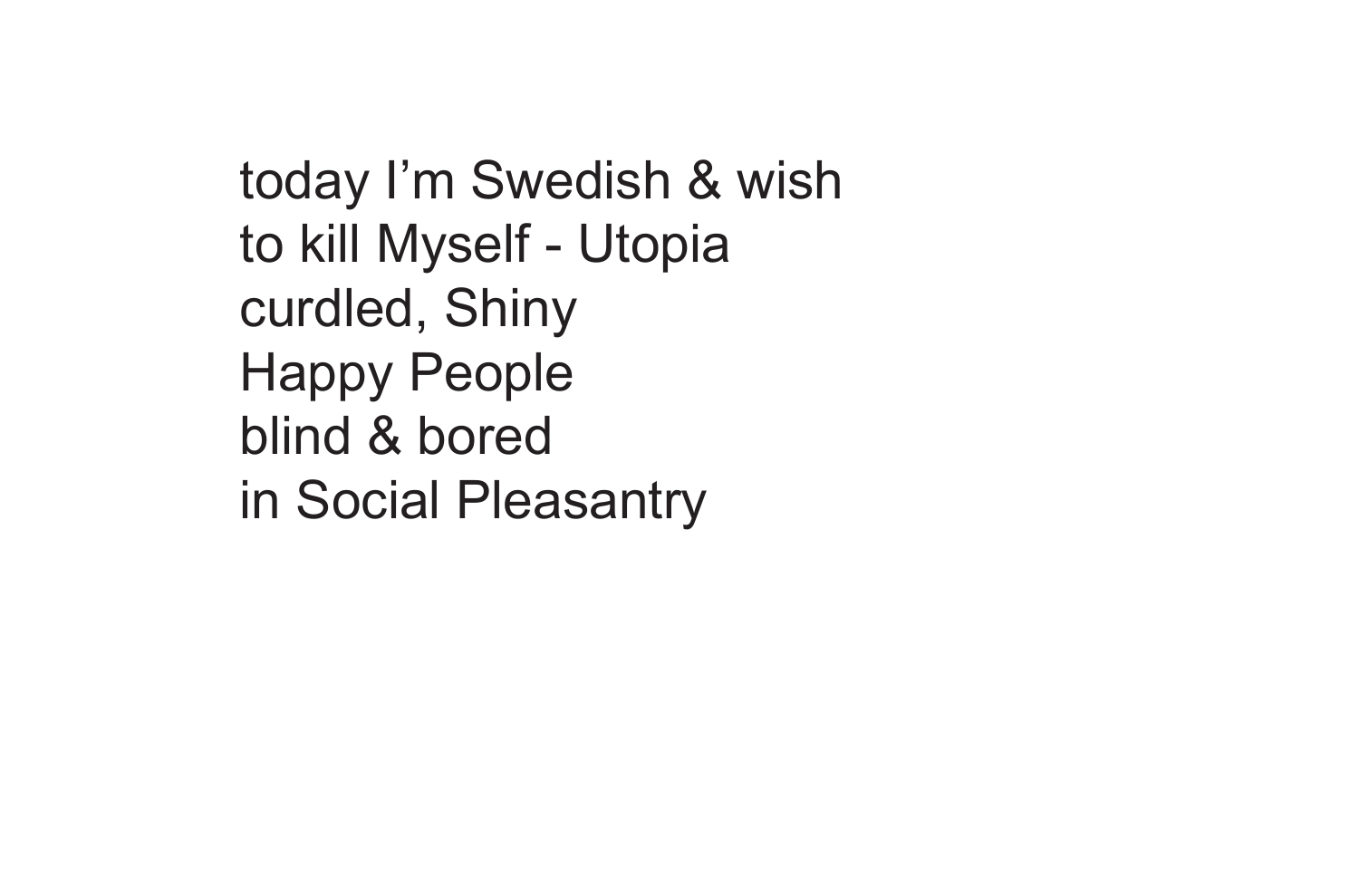today I'm Swedish & wish  
to kill Myself - Utopia  
curdled, Shiny  
Happy People  
blind & bored  
in Social Pleasantry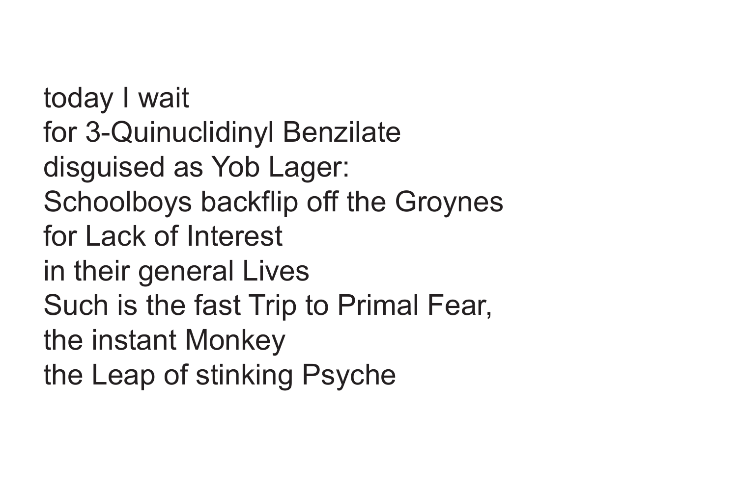today I wait
for 3-Quinuclidinyl Benzilate
disguised as Yob Lager:
Schoolboys backflip off the Groynes
for Lack of Interest
in their general Lives
Such is the fast Trip to Primal Fear,
the instant Monkey
the Leap of stinking Psyche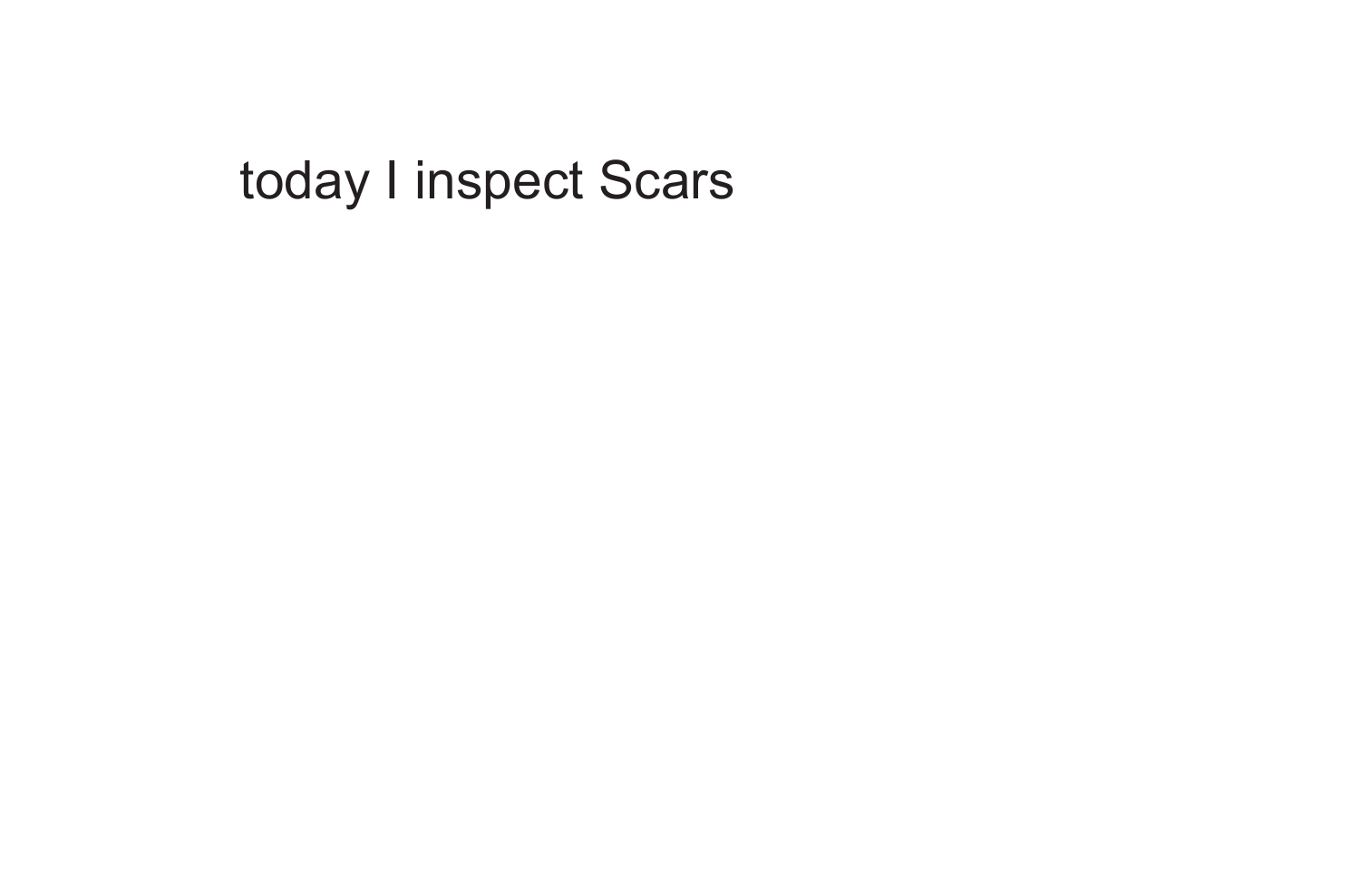today I inspect Scars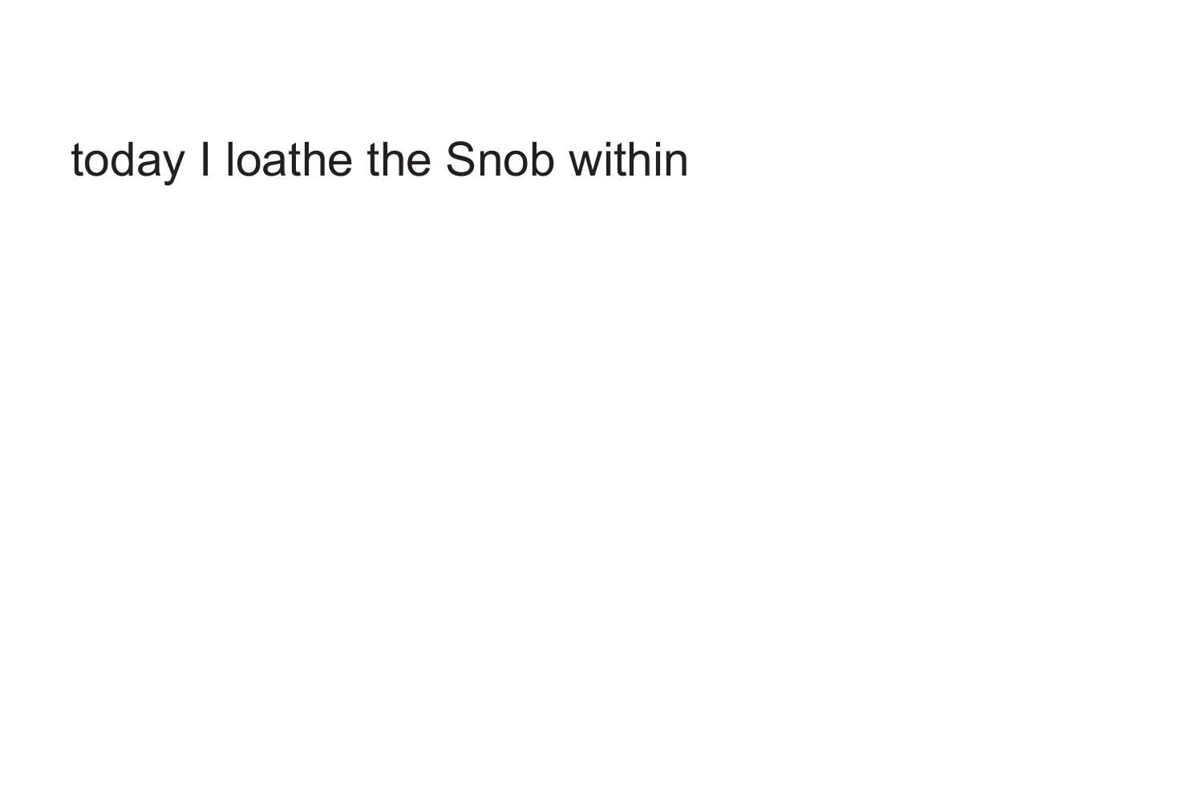today I loathe the Snob within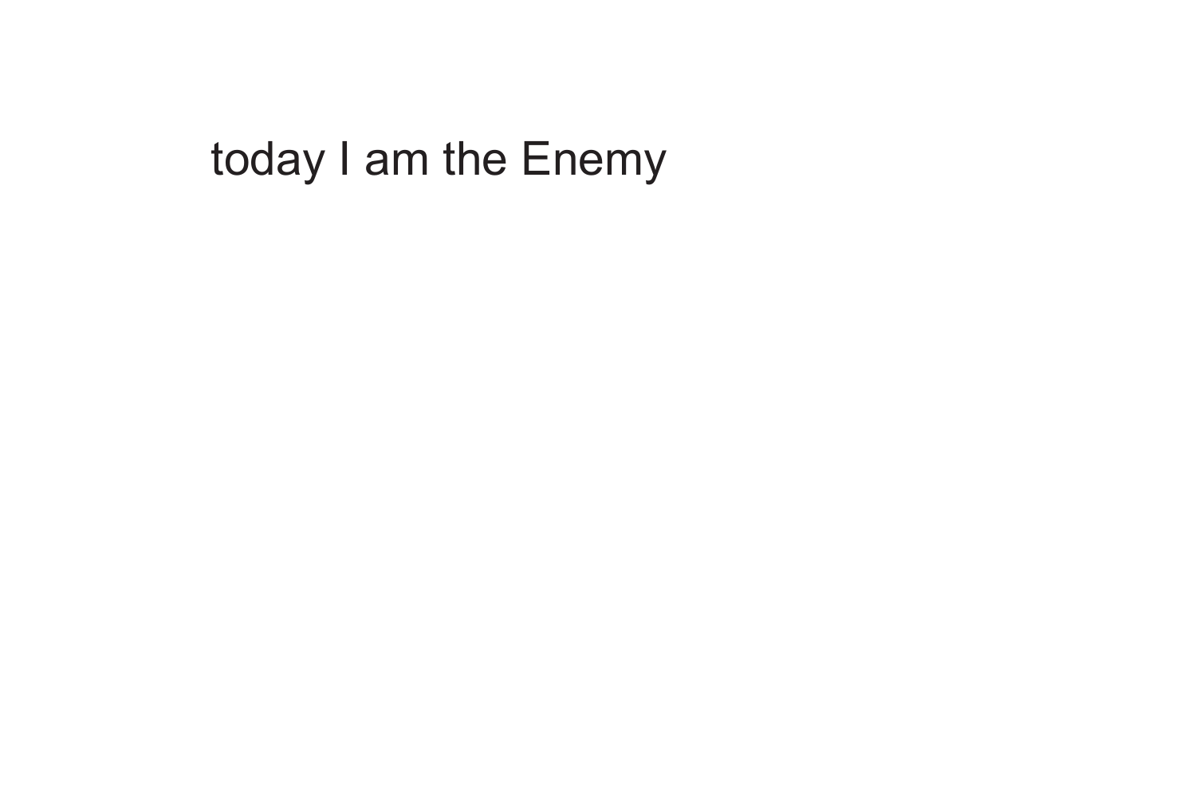today I am the Enemy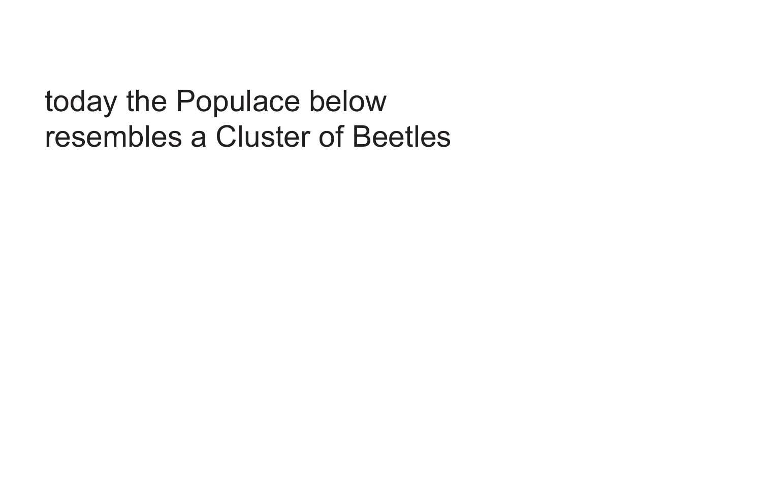today the Populace below
resembles a Cluster of Beetles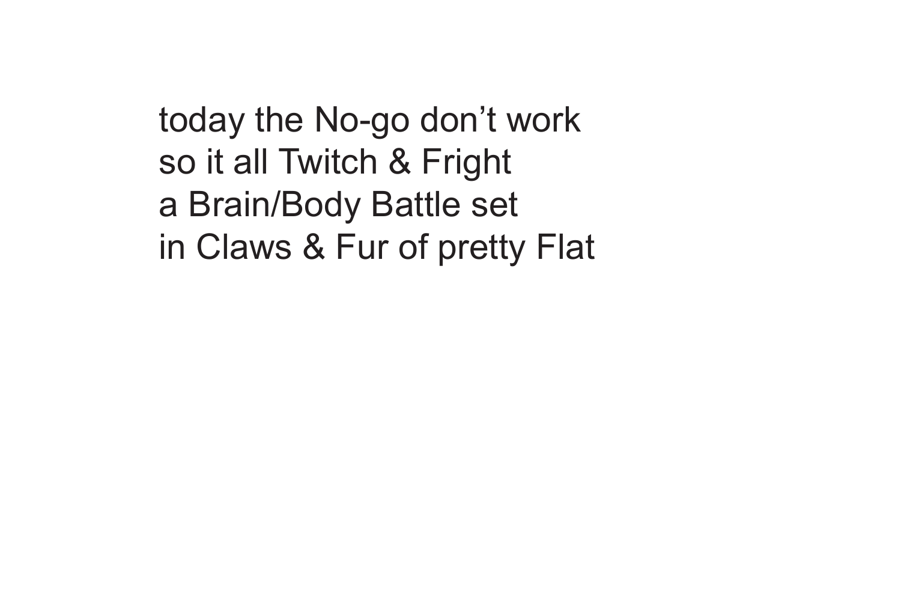today the No-go don’t work
so it all Twitch & Fright
a Brain/Body Battle set
in Claws & Fur of pretty Flat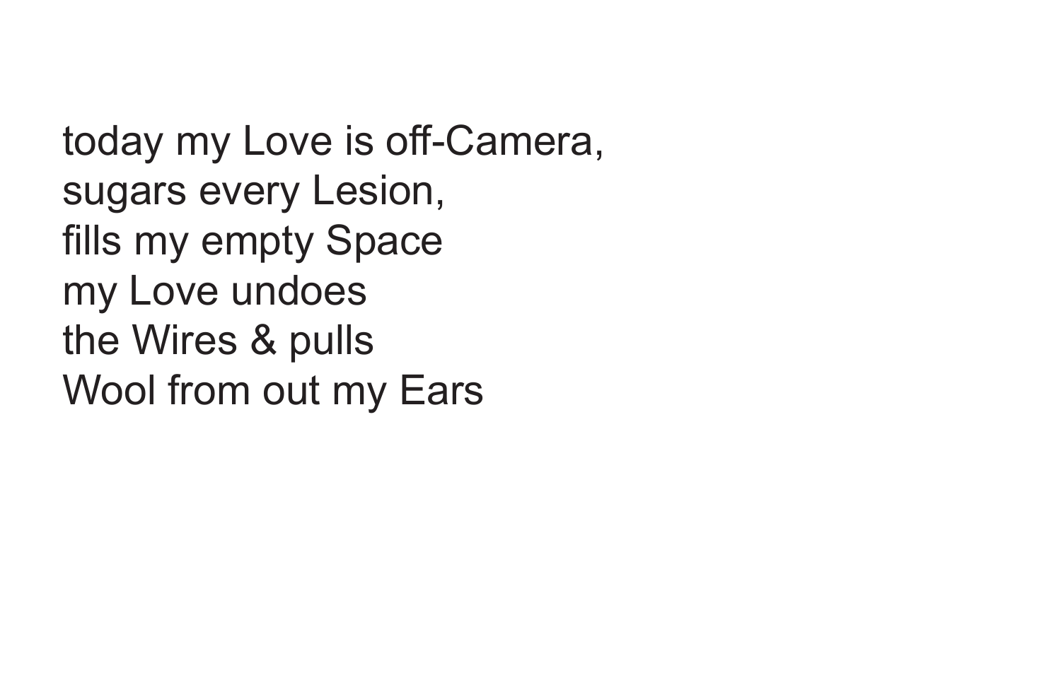today my Love is off-Camera,  
sugars every Lesion,  
fills my empty Space  
my Love undoes  
the Wires & pulls  
Wool from out my Ears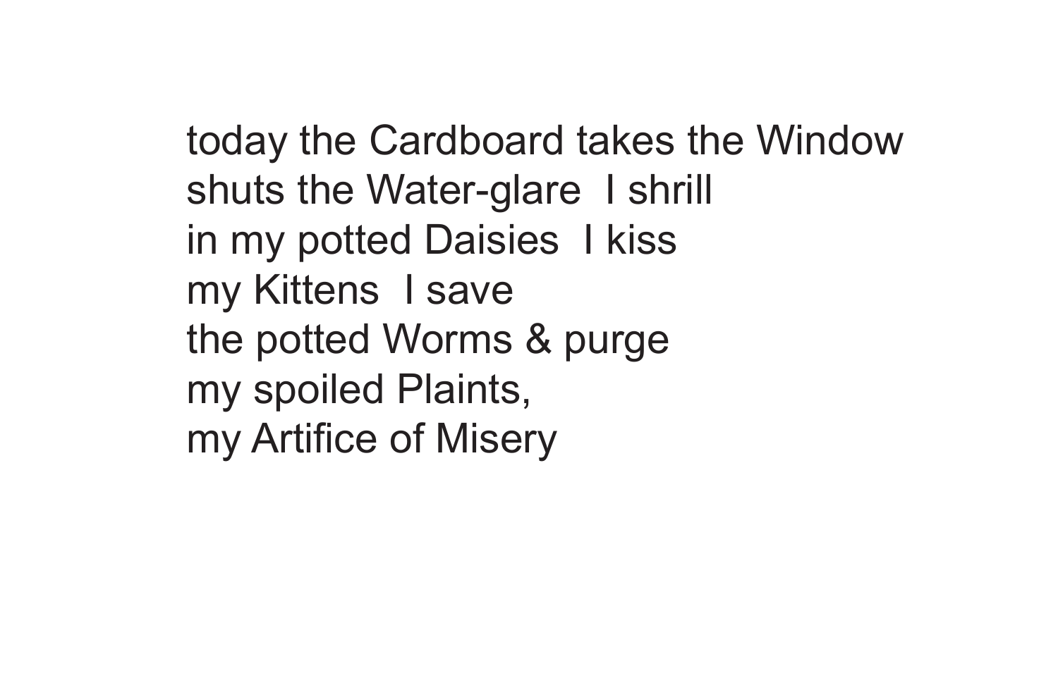today the Cardboard takes the Window  
shuts the Water-glare  I shrill  
in my potted Daisies  I kiss  
my Kittens  I save  
the potted Worms & purge  
my spoiled Plaints,  
my Artifice of Misery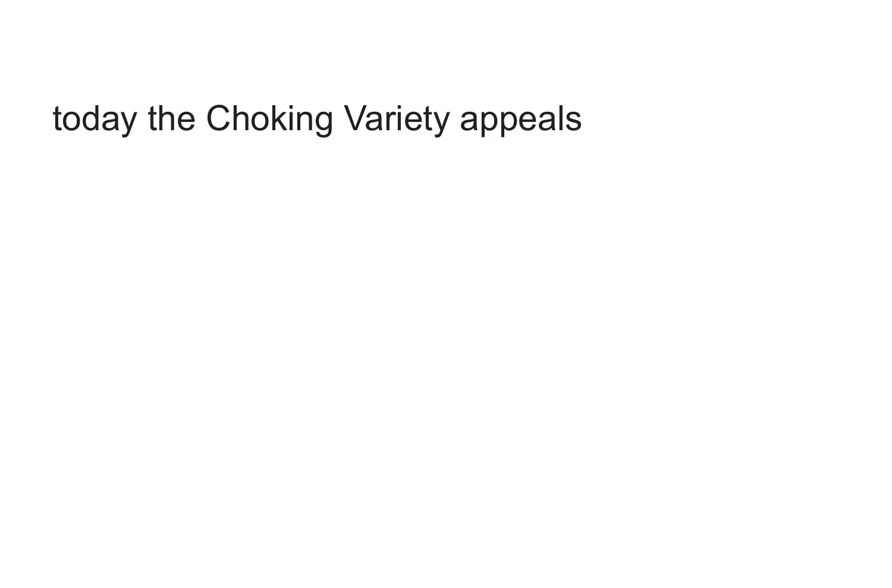today the Choking Variety appeals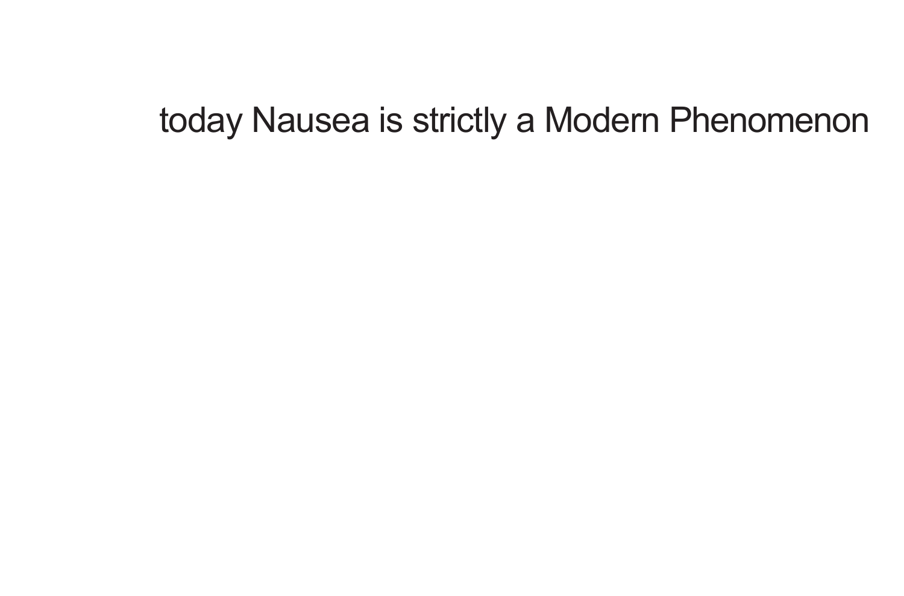today Nausea is strictly a Modern Phenomenon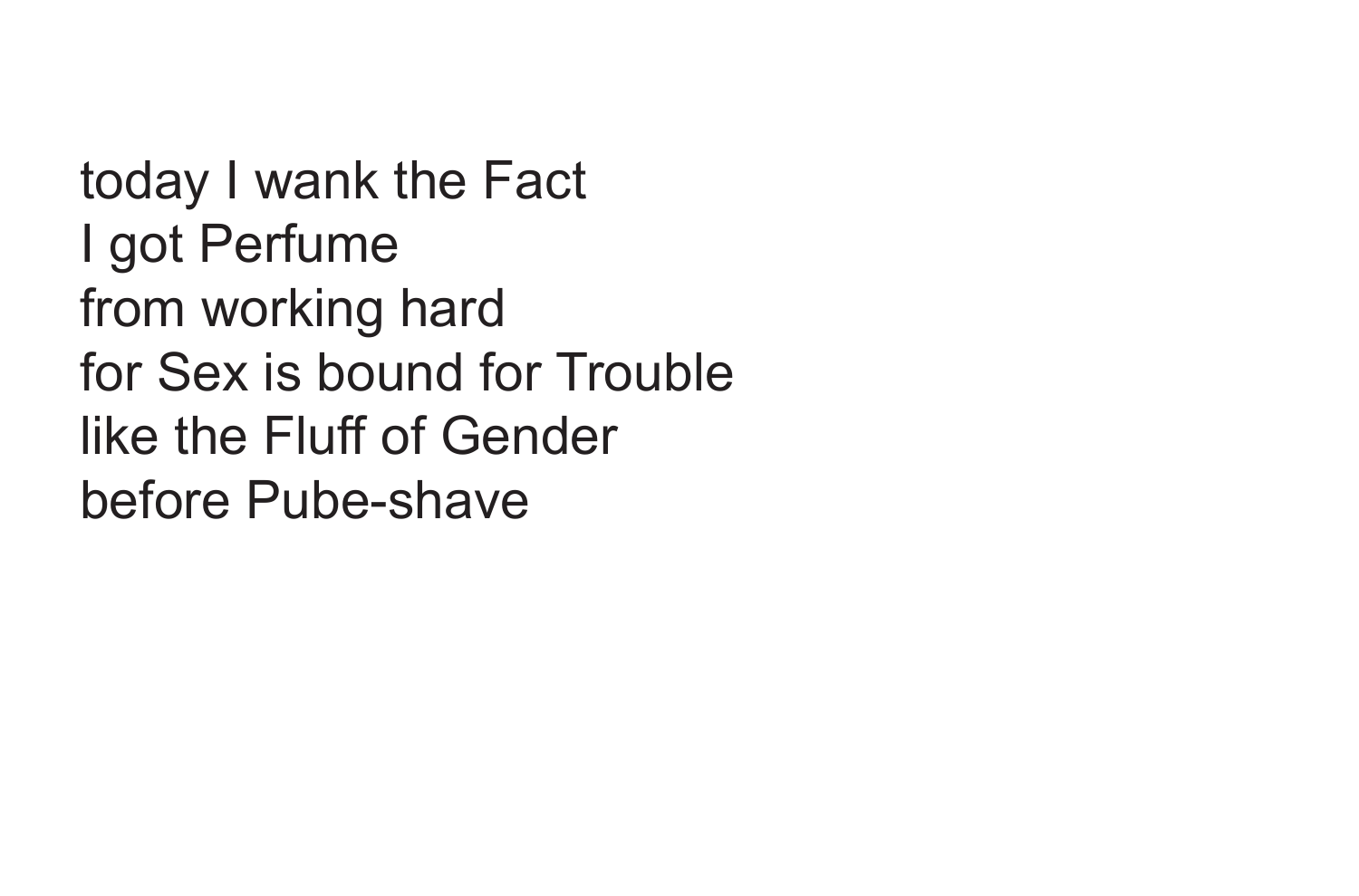today I wank the Fact  
I got Perfume  
from working hard  
for Sex is bound for Trouble  
like the Fluff of Gender  
before Pube-shave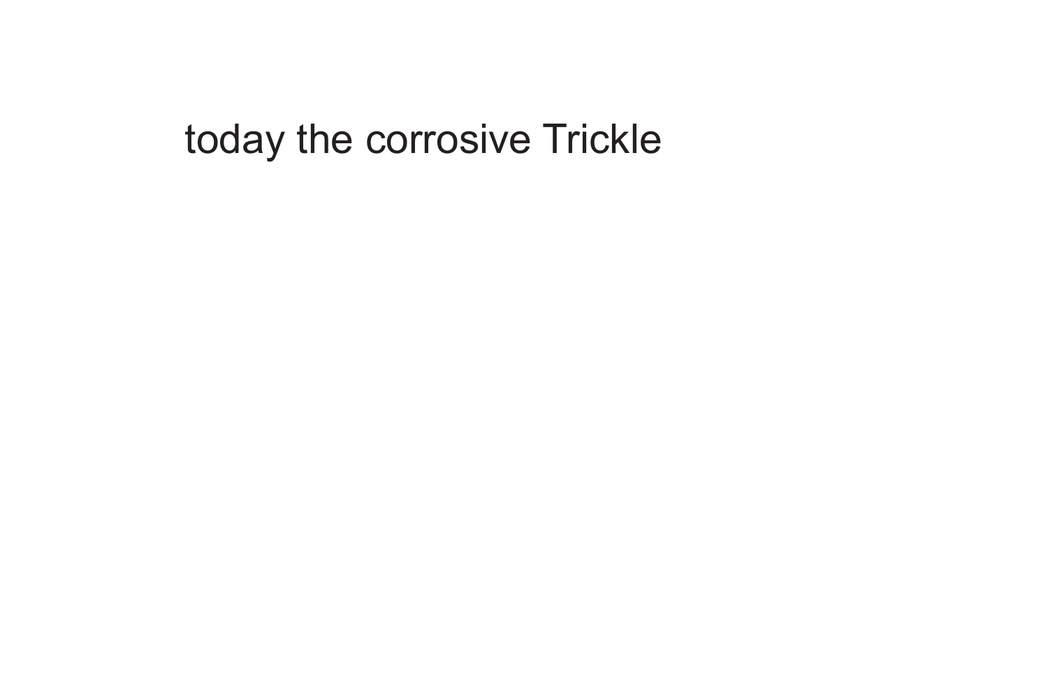today the corrosive Trickle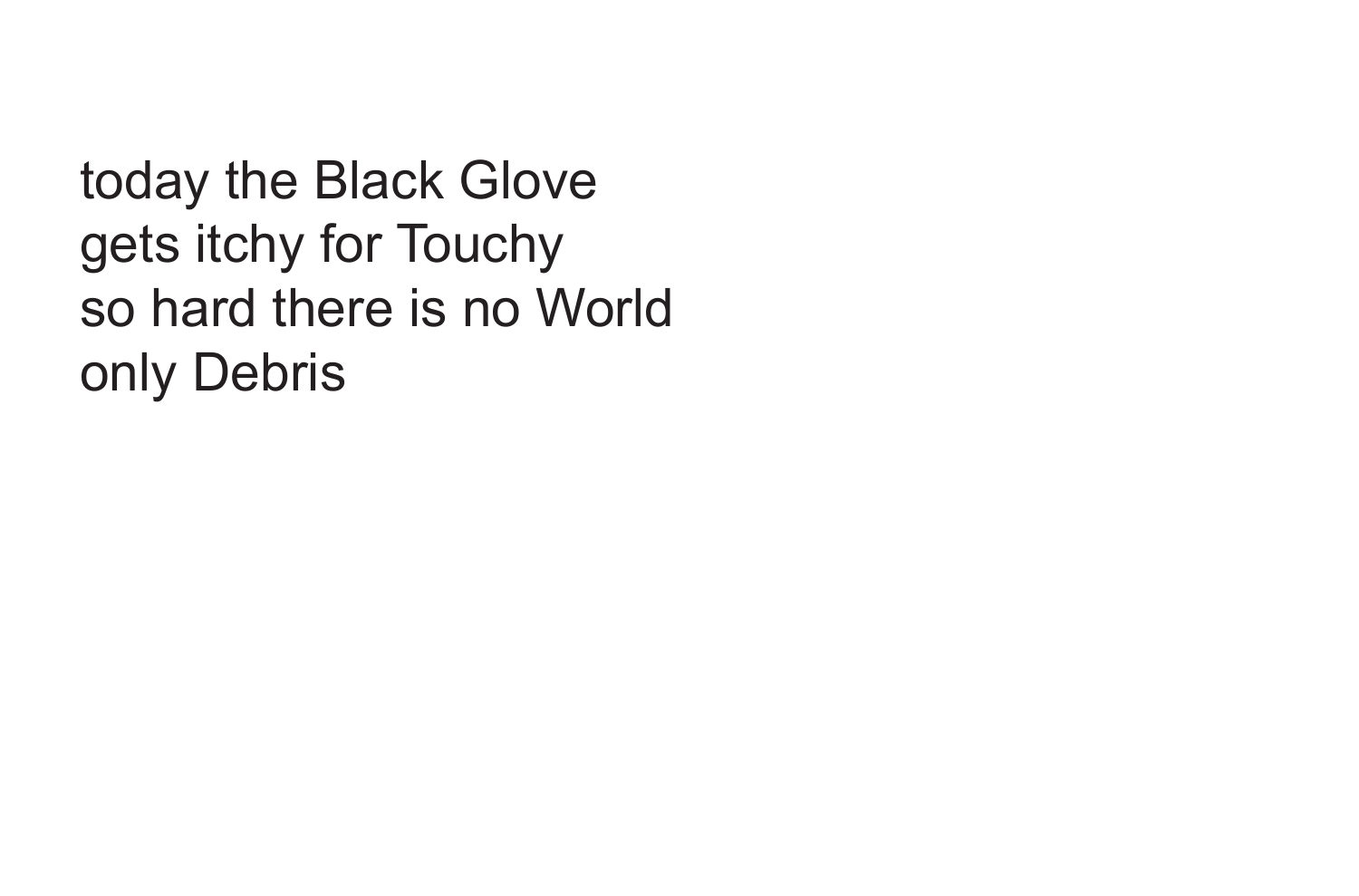today the Black Glove
gets itchy for Touchy
so hard there is no World
only Debris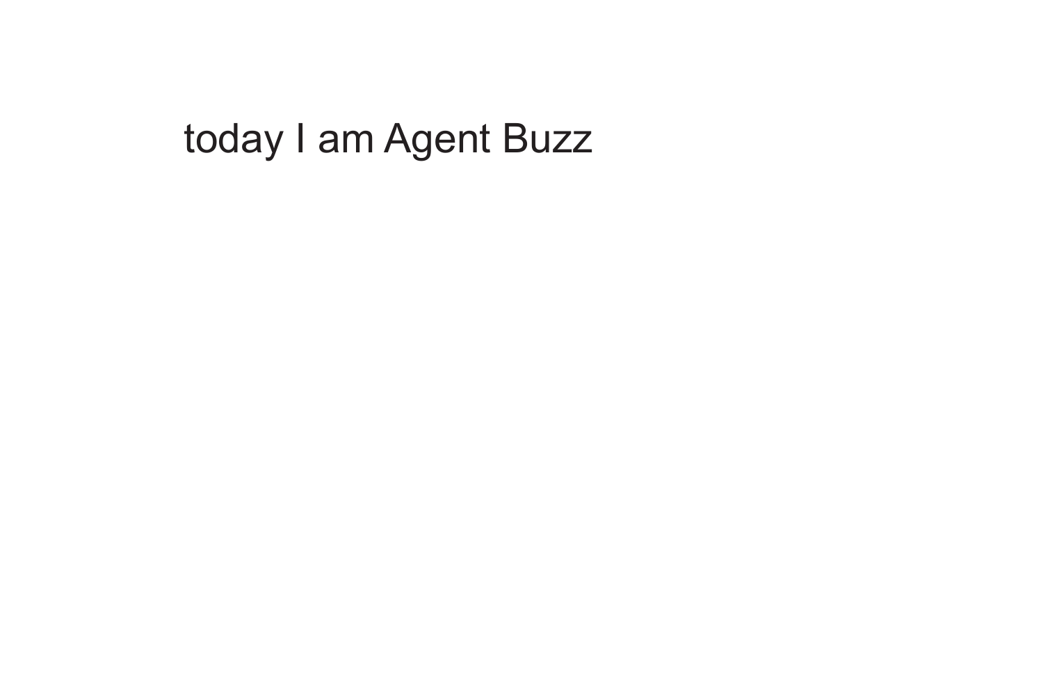today I am Agent Buzz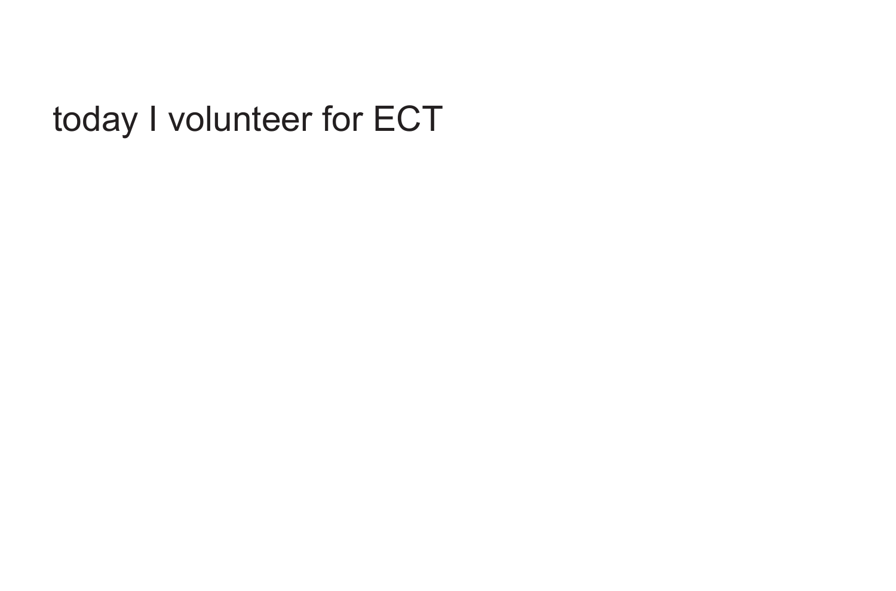today I volunteer for ECT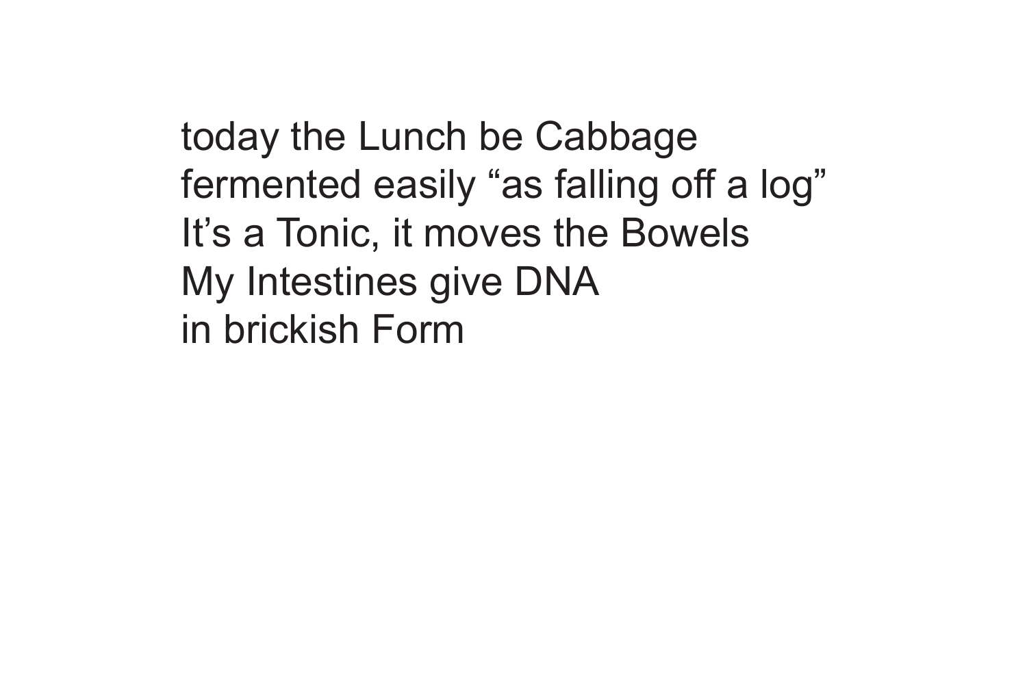today the Lunch be Cabbage
fermented easily “as falling off a log”
It’s a Tonic, it moves the Bowels
My Intestines give DNA
in brickish Form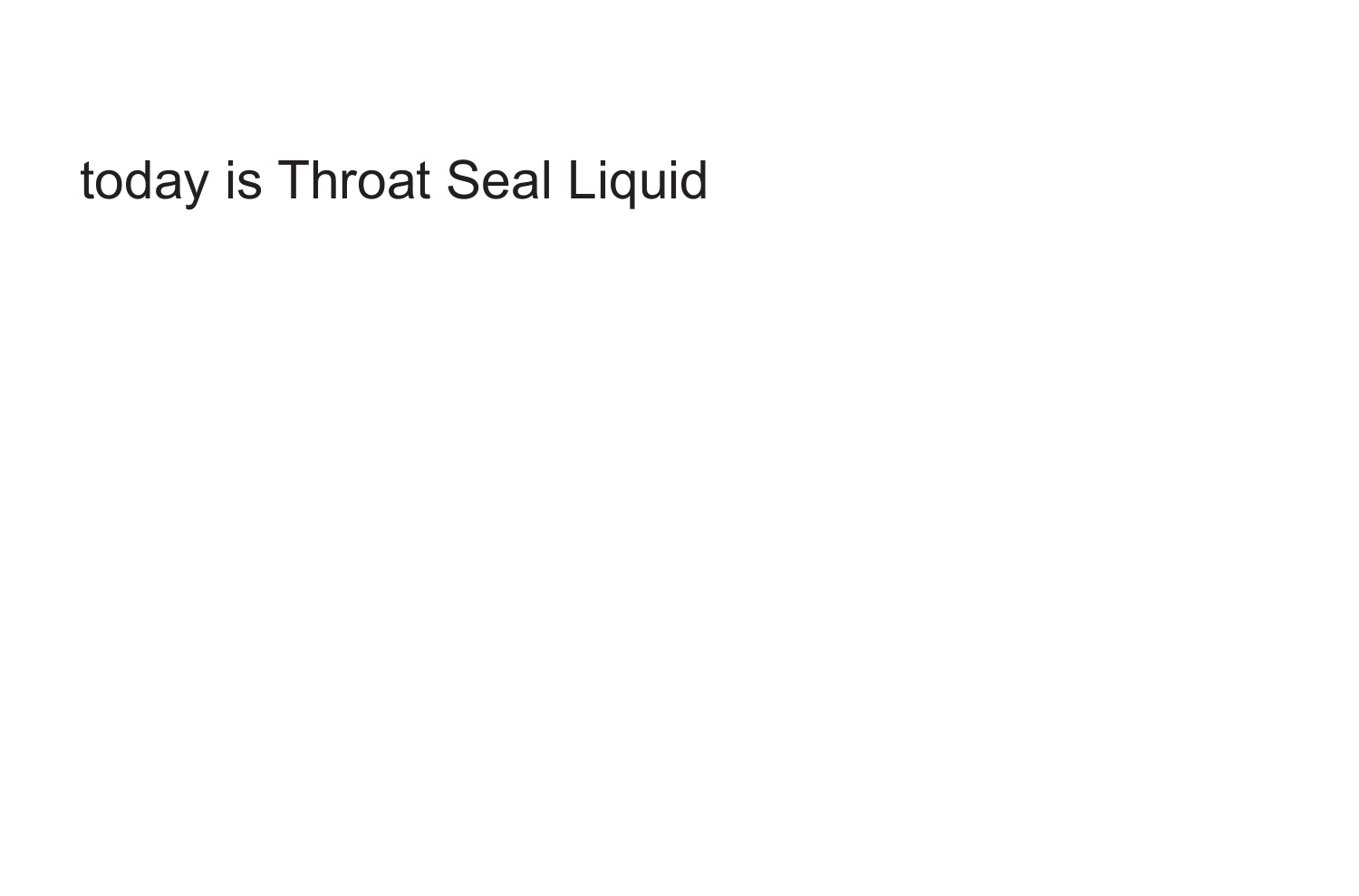today is Throat Seal Liquid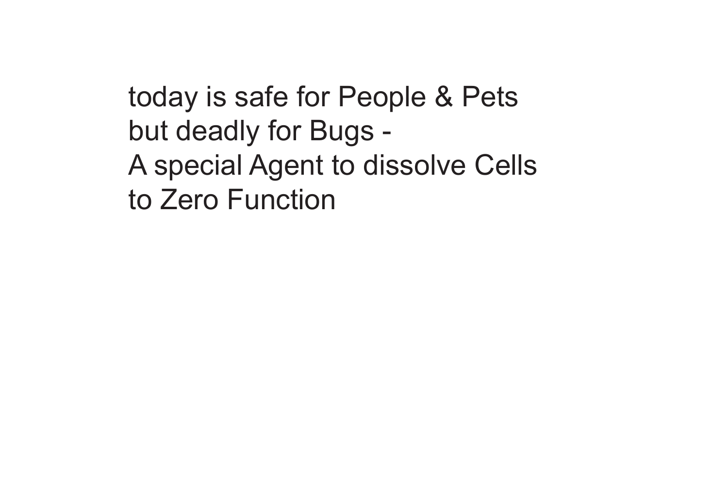today is safe for People & Pets
but deadly for Bugs -
A special Agent to dissolve Cells
to Zero Function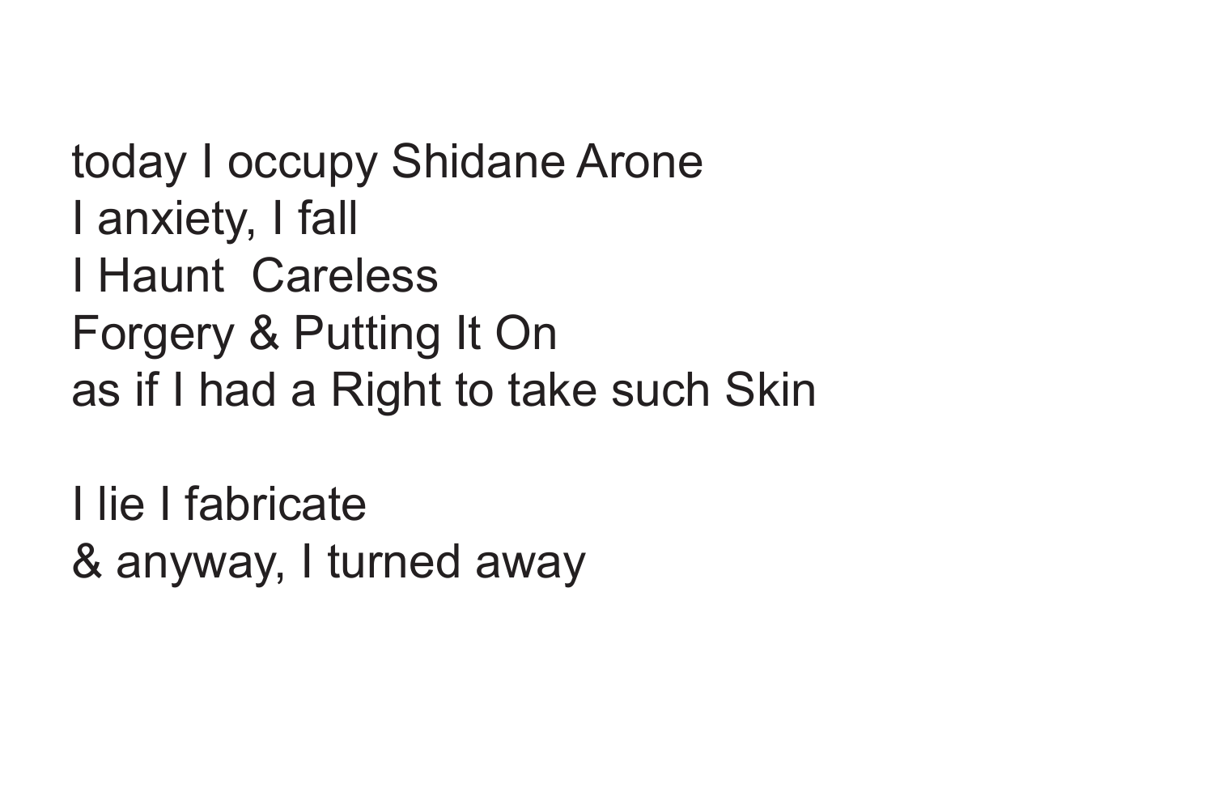today I occupy Shidane Arone  
I anxiety, I fall  
I Haunt  Careless  
Forgery & Putting It On  
as if I had a Right to take such Skin

I lie I fabricate  
& anyway, I turned away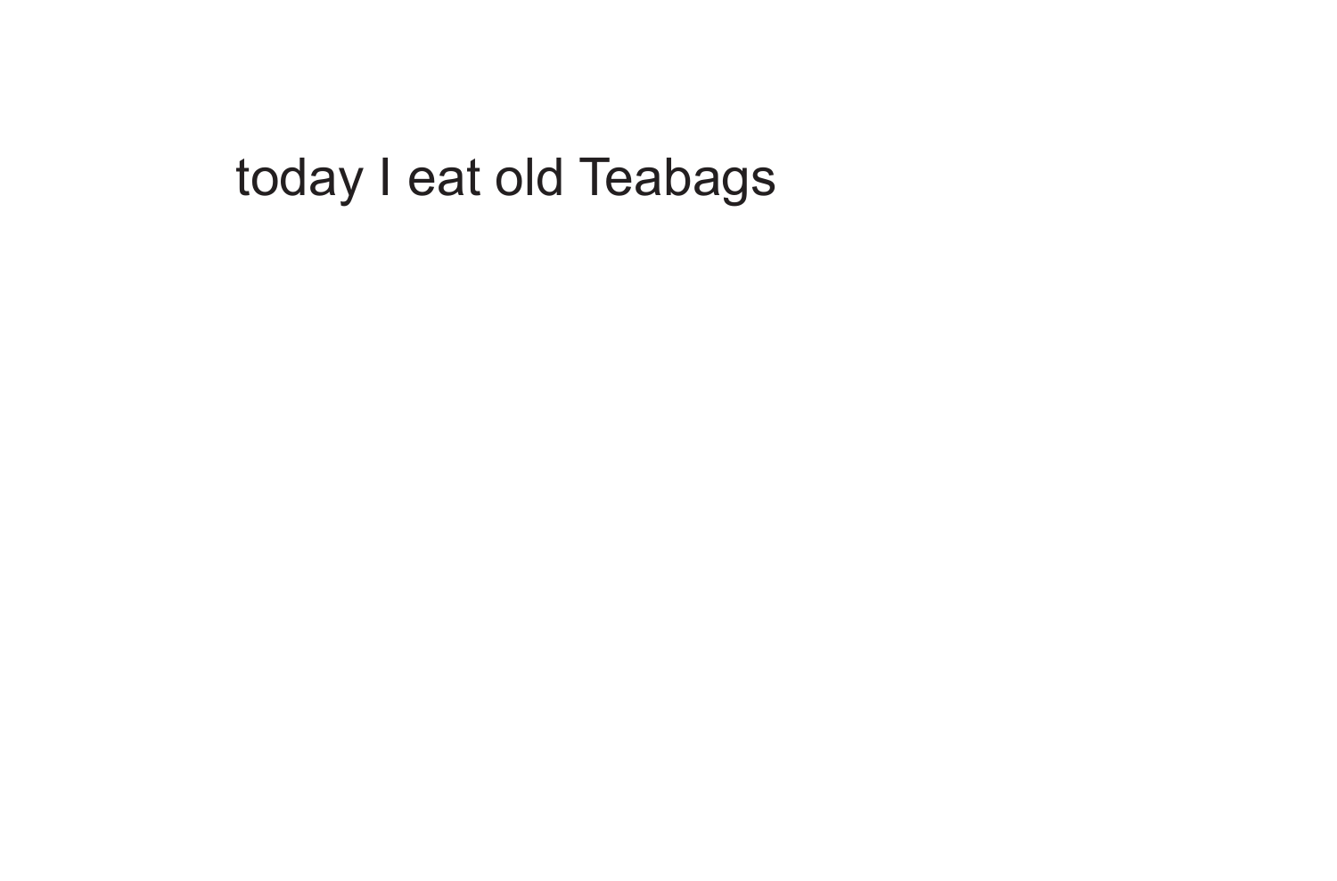today I eat old Teabags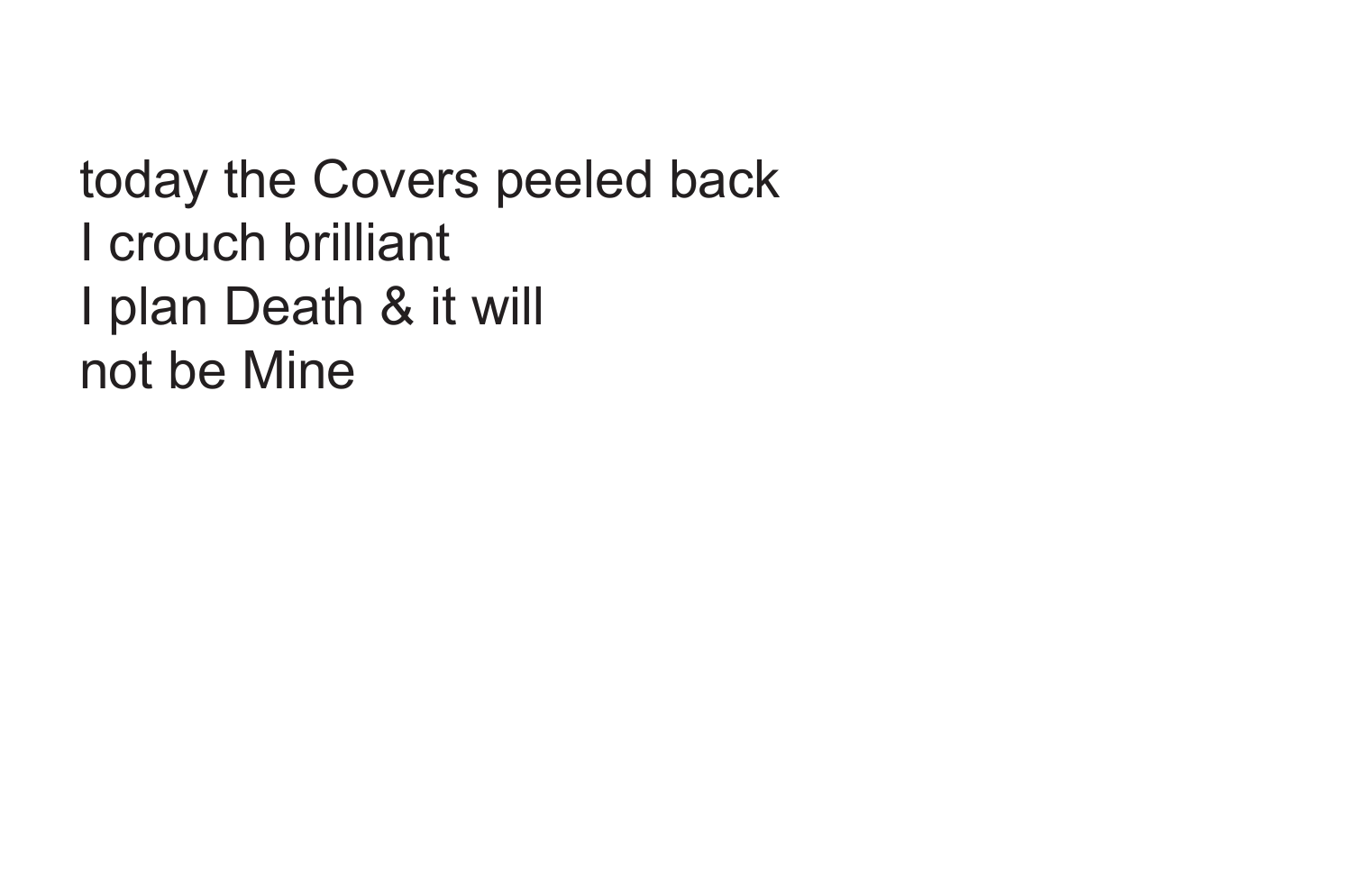today the Covers peeled back
I crouch brilliant
I plan Death & it will
not be Mine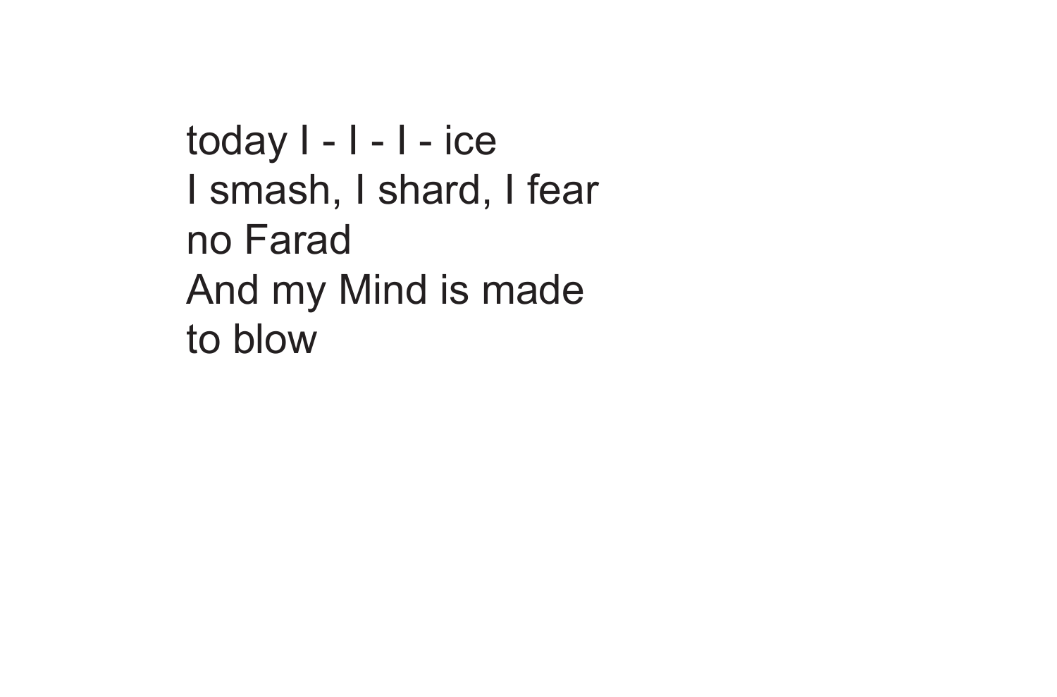today I - I - I - ice
I smash, I shard, I fear
no Farad
And my Mind is made
to blow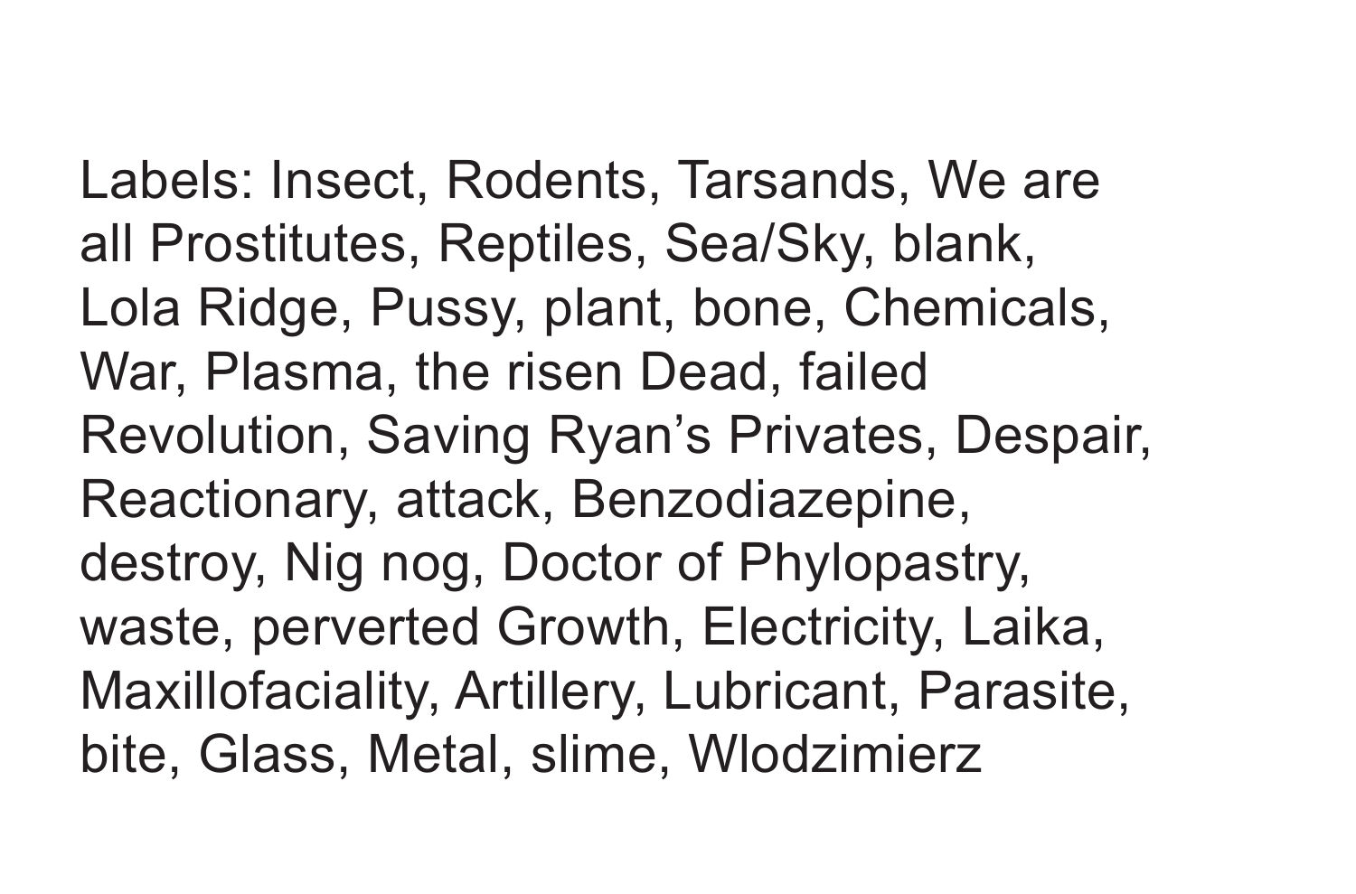Labels: Insect, Rodents, Tarsands, We are all Prostitutes, Reptiles, Sea/Sky, blank, Lola Ridge, Pussy, plant, bone, Chemicals, War, Plasma, the risen Dead, failed Revolution, Saving Ryan's Privates, Despair, Reactionary, attack, Benzodiazepine, destroy, Nig nog, Doctor of Phylopastry, waste, perverted Growth, Electricity, Laika, Maxillofaciality, Artillery, Lubricant, Parasite, bite, Glass, Metal, slime, Wlodzimierz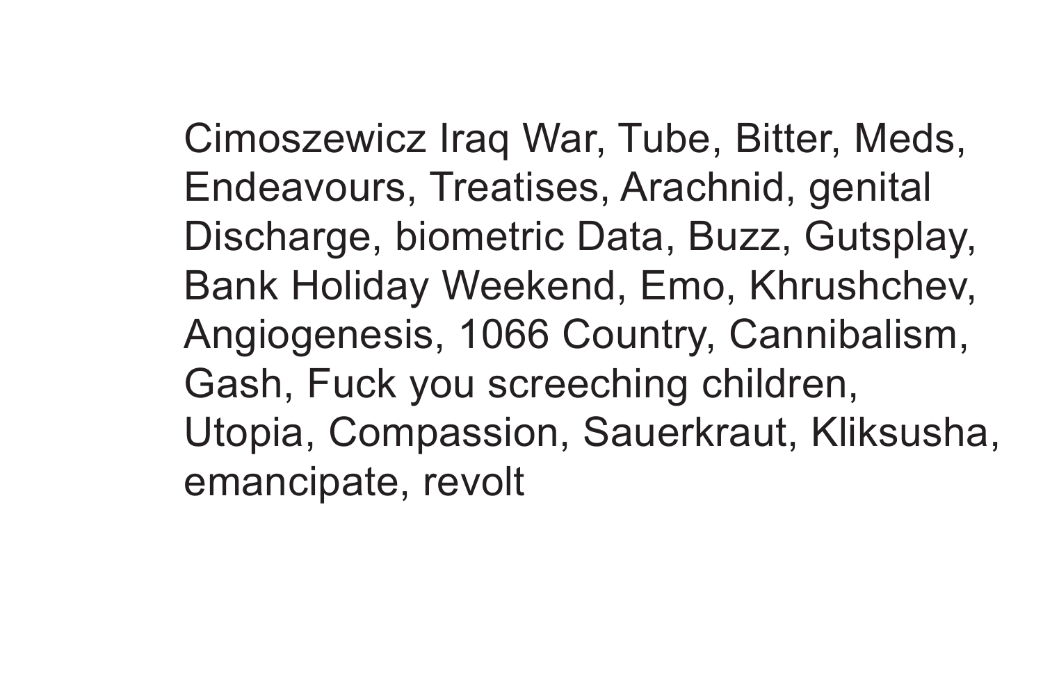Cimoszewicz Iraq War, Tube, Bitter, Meds, Endeavours, Treatises, Arachnid, genital Discharge, biometric Data, Buzz, Gutsplay, Bank Holiday Weekend, Emo, Khrushchev, Angiogenesis, 1066 Country, Cannibalism, Gash, Fuck you screeching children, Utopia, Compassion, Sauerkraut, Kliksusha, emancipate, revolt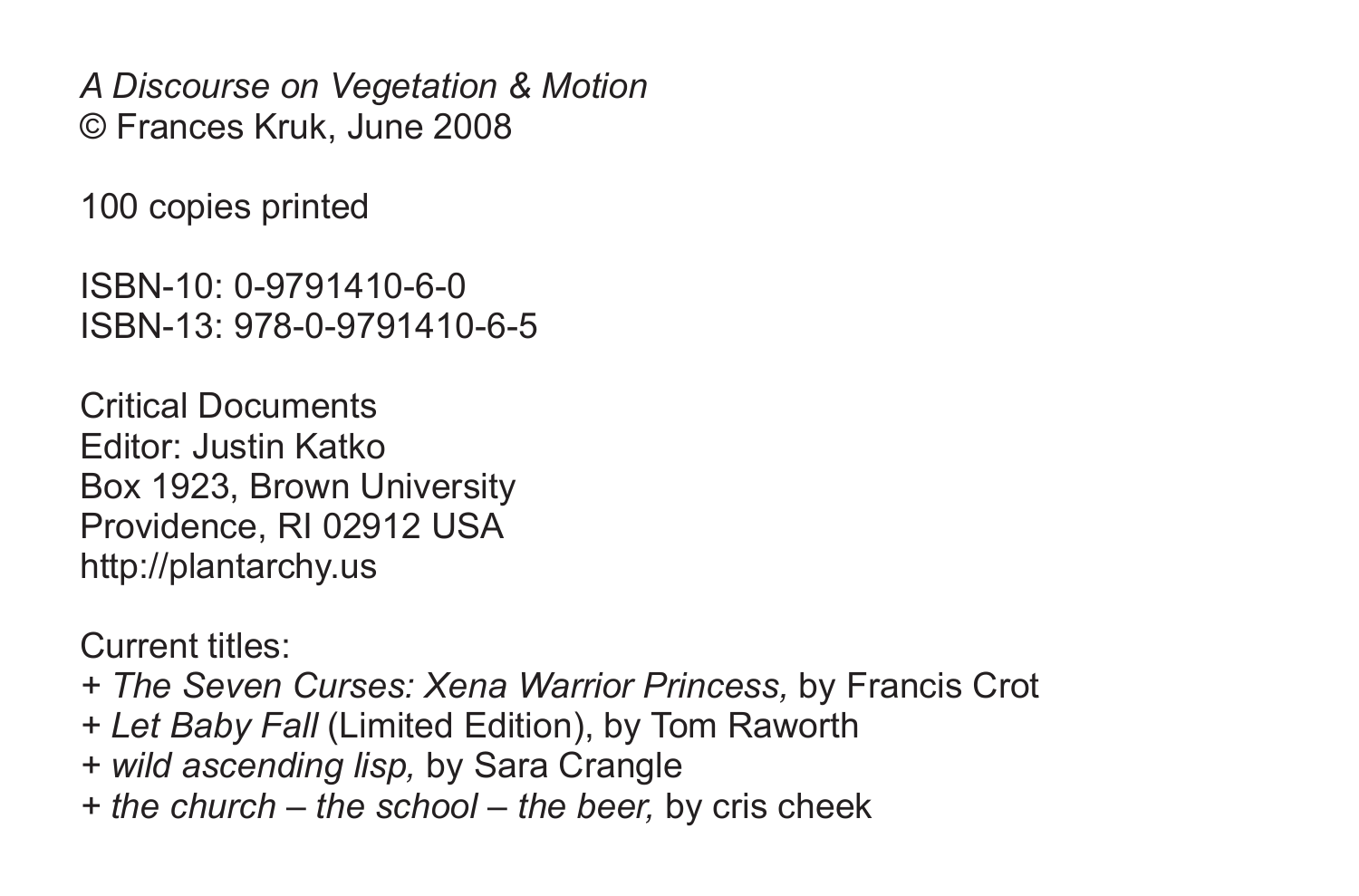*A Discourse on Vegetation & Motion*
© Frances Kruk, June 2008

100 copies printed

ISBN-10: 0-9791410-6-0
ISBN-13: 978-0-9791410-6-5

Critical Documents
Editor: Justin Katko
Box 1923, Brown University
Providence, RI 02912 USA
http://plantarchy.us

Current titles:
+ *The Seven Curses: Xena Warrior Princess,* by Francis Crot
+ *Let Baby Fall* (Limited Edition), by Tom Raworth
+ *wild ascending lisp,* by Sara Crangle
+ *the church – the school – the beer,* by cris cheek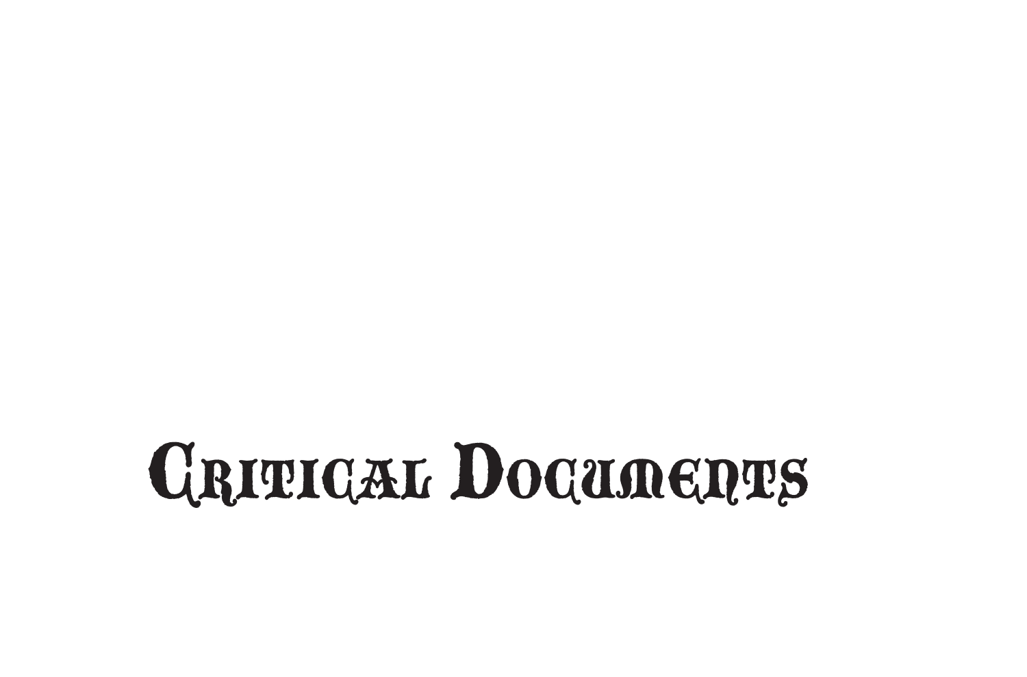# Critical Documents